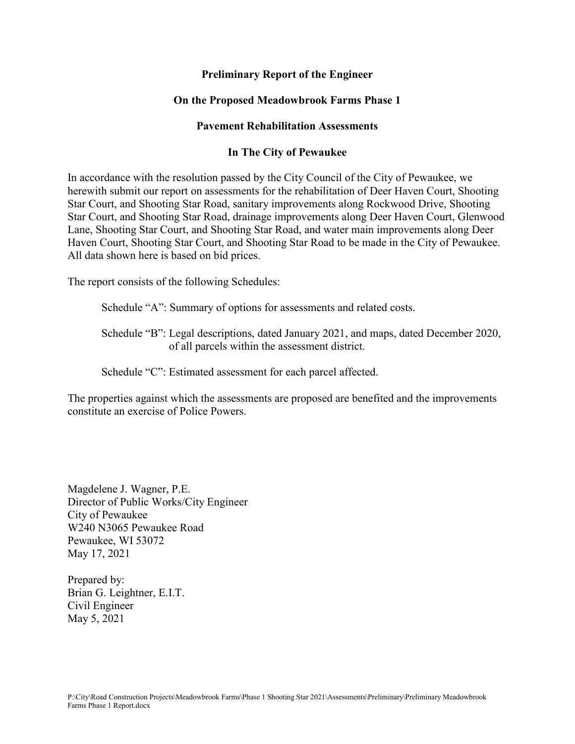# Preliminary Report of the Engineer

## On the Proposed Meadowbrook Farms Phase 1

## Pavement Rehabilitation Assessments

## In The City of Pewaukee

In accordance with the resolution passed by the City Council of the City of Pewaukee, we herewith submit our report on assessments for the rehabilitation of Deer Haven Court, Shooting Star Court, and Shooting Star Road, sanitary improvements along Rockwood Drive, Shooting Star Court, and Shooting Star Road, drainage improvements along Deer Haven Court, Glenwood Lane, Shooting Star Court, and Shooting Star Road, and water main improvements along Deer Haven Court, Shooting Star Court, and Shooting Star Road to be made in the City of Pewaukee. All data shown here is based on bid prices.

The report consists of the following Schedules:

Schedule "A": Summary of options for assessments and related costs.

Schedule "B": Legal descriptions, dated January 2021, and maps, dated December 2020, of all parcels within the assessment district.

Schedule "C": Estimated assessment for each parcel affected.

The properties against which the assessments are proposed are benefited and the improvements constitute an exercise of Police Powers.

Magdelene J. Wagner, P.E.
Director of Public Works/City Engineer
City of Pewaukee
W240 N3065 Pewaukee Road
Pewaukee, WI 53072
May 17, 2021

Prepared by:
Brian G. Leightner, E.I.T.
Civil Engineer
May 5, 2021

P:\City\Road Construction Projects\Meadowbrook Farms\Phase 1 Shooting Star 2021\Assessments\Preliminary\Preliminary Meadowbrook Farms Phase 1 Report.docx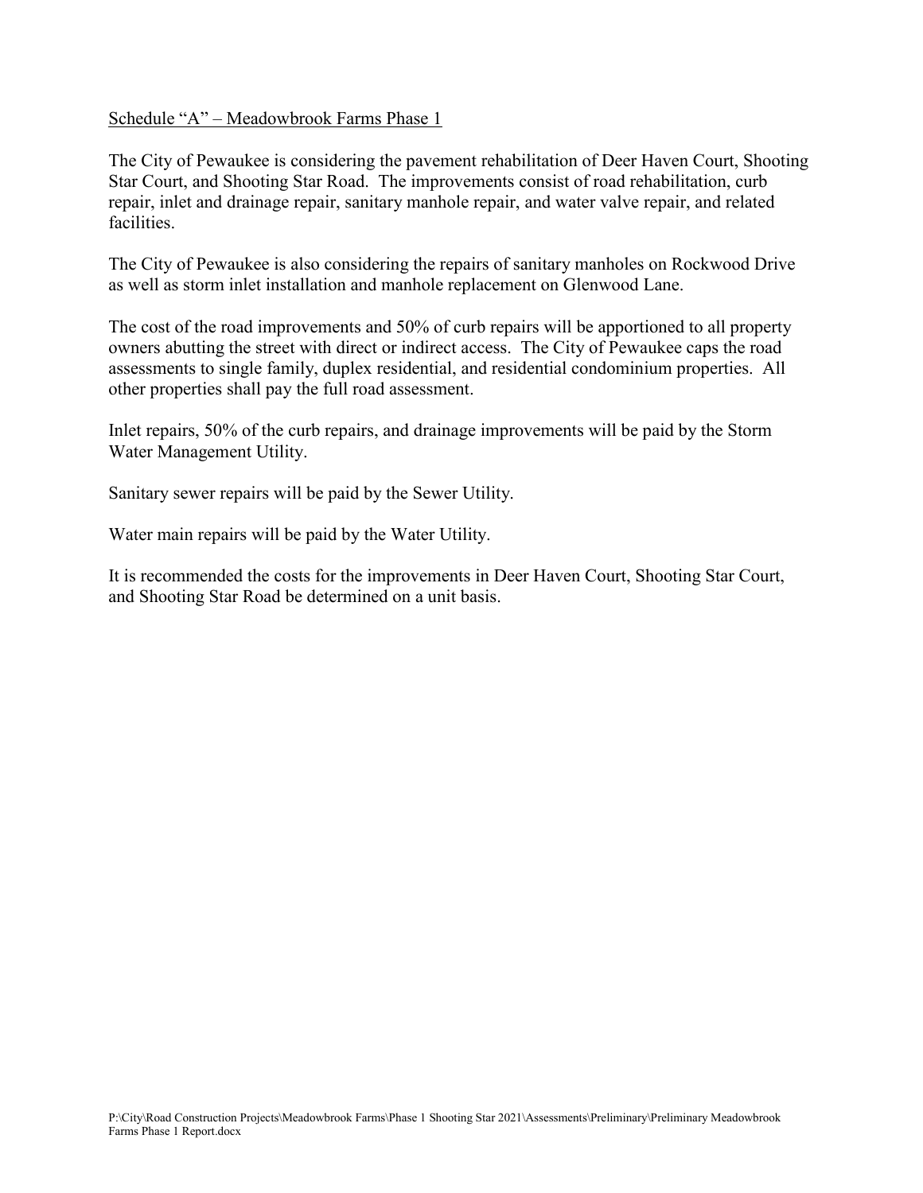Schedule "A" – Meadowbrook Farms Phase 1

The City of Pewaukee is considering the pavement rehabilitation of Deer Haven Court, Shooting Star Court, and Shooting Star Road. The improvements consist of road rehabilitation, curb repair, inlet and drainage repair, sanitary manhole repair, and water valve repair, and related facilities.

The City of Pewaukee is also considering the repairs of sanitary manholes on Rockwood Drive as well as storm inlet installation and manhole replacement on Glenwood Lane.

The cost of the road improvements and 50% of curb repairs will be apportioned to all property owners abutting the street with direct or indirect access. The City of Pewaukee caps the road assessments to single family, duplex residential, and residential condominium properties. All other properties shall pay the full road assessment.

Inlet repairs, 50% of the curb repairs, and drainage improvements will be paid by the Storm Water Management Utility.

Sanitary sewer repairs will be paid by the Sewer Utility.

Water main repairs will be paid by the Water Utility.

It is recommended the costs for the improvements in Deer Haven Court, Shooting Star Court, and Shooting Star Road be determined on a unit basis.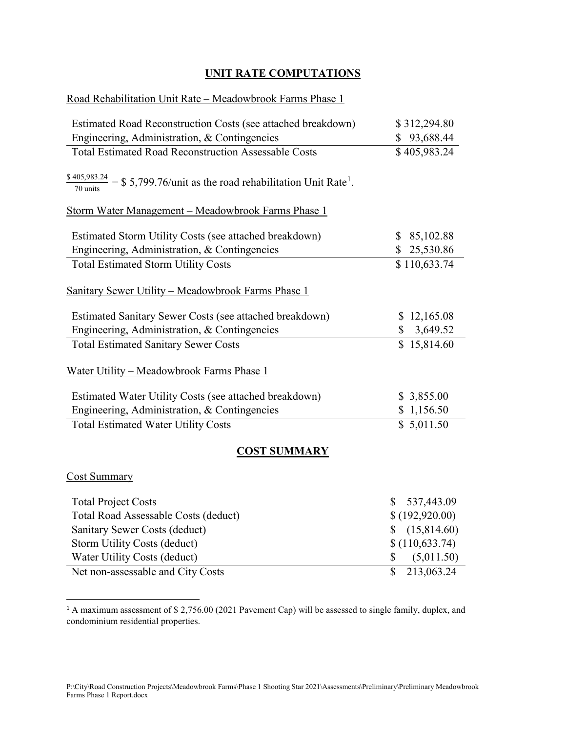## UNIT RATE COMPUTATIONS

Road Rehabilitation Unit Rate – Meadowbrook Farms Phase 1

| | |
|---|---|
| Estimated Road Reconstruction Costs (see attached breakdown) | $ 312,294.80 |
| Engineering, Administration, & Contingencies | $ 93,688.44 |
| Total Estimated Road Reconstruction Assessable Costs | $ 405,983.24 |

$\frac{\$\,405{,}983.24}{70 \text{ units}}$ = $ 5,799.76/unit as the road rehabilitation Unit Rate[1].

Storm Water Management – Meadowbrook Farms Phase 1

| | |
|---|---|
| Estimated Storm Utility Costs (see attached breakdown) | $ 85,102.88 |
| Engineering, Administration, & Contingencies | $ 25,530.86 |
| Total Estimated Storm Utility Costs | $ 110,633.74 |

Sanitary Sewer Utility – Meadowbrook Farms Phase 1

| | |
|---|---|
| Estimated Sanitary Sewer Costs (see attached breakdown) | $ 12,165.08 |
| Engineering, Administration, & Contingencies | $ 3,649.52 |
| Total Estimated Sanitary Sewer Costs | $ 15,814.60 |

Water Utility – Meadowbrook Farms Phase 1

| | |
|---|---|
| Estimated Water Utility Costs (see attached breakdown) | $ 3,855.00 |
| Engineering, Administration, & Contingencies | $ 1,156.50 |
| Total Estimated Water Utility Costs | $ 5,011.50 |

## COST SUMMARY

Cost Summary

| | |
|---|---|
| Total Project Costs | $ 537,443.09 |
| Total Road Assessable Costs (deduct) | $ (192,920.00) |
| Sanitary Sewer Costs (deduct) | $ (15,814.60) |
| Storm Utility Costs (deduct) | $ (110,633.74) |
| Water Utility Costs (deduct) | $ (5,011.50) |
| Net non-assessable and City Costs | $ 213,063.24 |

[1] A maximum assessment of $ 2,756.00 (2021 Pavement Cap) will be assessed to single family, duplex, and condominium residential properties.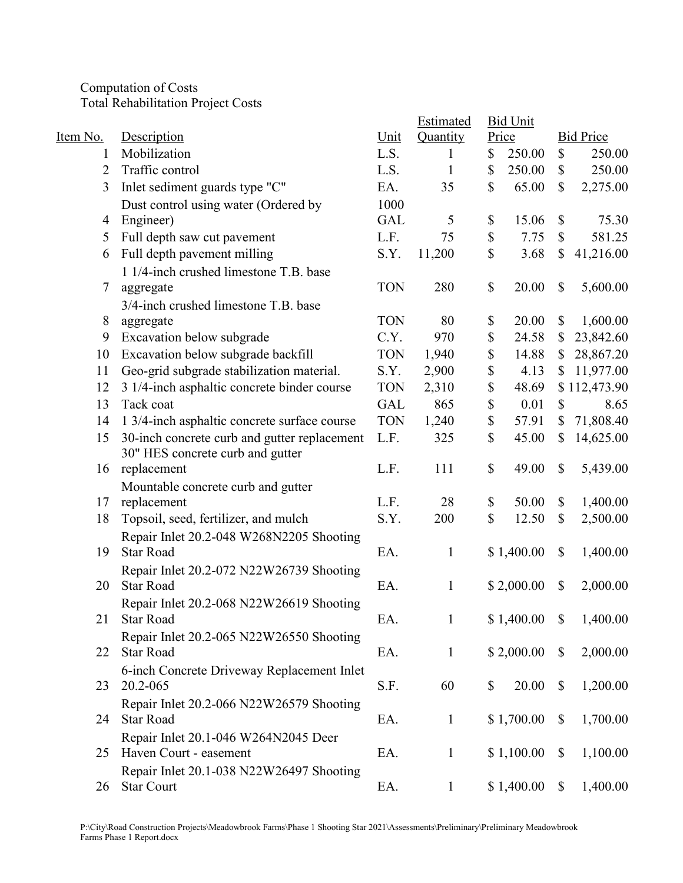Computation of Costs
Total Rehabilitation Project Costs

| Item No. | Description | Unit | Estimated Quantity | Bid Unit Price | Bid Price |
|---|---|---|---|---|---|
| 1 | Mobilization | L.S. | 1 | $ 250.00 | $ 250.00 |
| 2 | Traffic control | L.S. | 1 | $ 250.00 | $ 250.00 |
| 3 | Inlet sediment guards type "C" | EA. | 35 | $ 65.00 | $ 2,275.00 |
| 4 | Dust control using water (Ordered by Engineer) | 1000 GAL | 5 | $ 15.06 | $ 75.30 |
| 5 | Full depth saw cut pavement | L.F. | 75 | $ 7.75 | $ 581.25 |
| 6 | Full depth pavement milling | S.Y. | 11,200 | $ 3.68 | $ 41,216.00 |
| 7 | 1 1/4-inch crushed limestone T.B. base aggregate | TON | 280 | $ 20.00 | $ 5,600.00 |
| 8 | 3/4-inch crushed limestone T.B. base aggregate | TON | 80 | $ 20.00 | $ 1,600.00 |
| 9 | Excavation below subgrade | C.Y. | 970 | $ 24.58 | $ 23,842.60 |
| 10 | Excavation below subgrade backfill | TON | 1,940 | $ 14.88 | $ 28,867.20 |
| 11 | Geo-grid subgrade stabilization material. | S.Y. | 2,900 | $ 4.13 | $ 11,977.00 |
| 12 | 3 1/4-inch asphaltic concrete binder course | TON | 2,310 | $ 48.69 | $ 112,473.90 |
| 13 | Tack coat | GAL | 865 | $ 0.01 | $ 8.65 |
| 14 | 1 3/4-inch asphaltic concrete surface course | TON | 1,240 | $ 57.91 | $ 71,808.40 |
| 15 | 30-inch concrete curb and gutter replacement | L.F. | 325 | $ 45.00 | $ 14,625.00 |
| 16 | 30" HES concrete curb and gutter replacement | L.F. | 111 | $ 49.00 | $ 5,439.00 |
| 17 | Mountable concrete curb and gutter replacement | L.F. | 28 | $ 50.00 | $ 1,400.00 |
| 18 | Topsoil, seed, fertilizer, and mulch | S.Y. | 200 | $ 12.50 | $ 2,500.00 |
| 19 | Repair Inlet 20.2-048 W268N2205 Shooting Star Road | EA. | 1 | $ 1,400.00 | $ 1,400.00 |
| 20 | Repair Inlet 20.2-072 N22W26739 Shooting Star Road | EA. | 1 | $ 2,000.00 | $ 2,000.00 |
| 21 | Repair Inlet 20.2-068 N22W26619 Shooting Star Road | EA. | 1 | $ 1,400.00 | $ 1,400.00 |
| 22 | Repair Inlet 20.2-065 N22W26550 Shooting Star Road | EA. | 1 | $ 2,000.00 | $ 2,000.00 |
| 23 | 6-inch Concrete Driveway Replacement Inlet 20.2-065 | S.F. | 60 | $ 20.00 | $ 1,200.00 |
| 24 | Repair Inlet 20.2-066 N22W26579 Shooting Star Road | EA. | 1 | $ 1,700.00 | $ 1,700.00 |
| 25 | Repair Inlet 20.1-046 W264N2045 Deer Haven Court - easement | EA. | 1 | $ 1,100.00 | $ 1,100.00 |
| 26 | Repair Inlet 20.1-038 N22W26497 Shooting Star Court | EA. | 1 | $ 1,400.00 | $ 1,400.00 |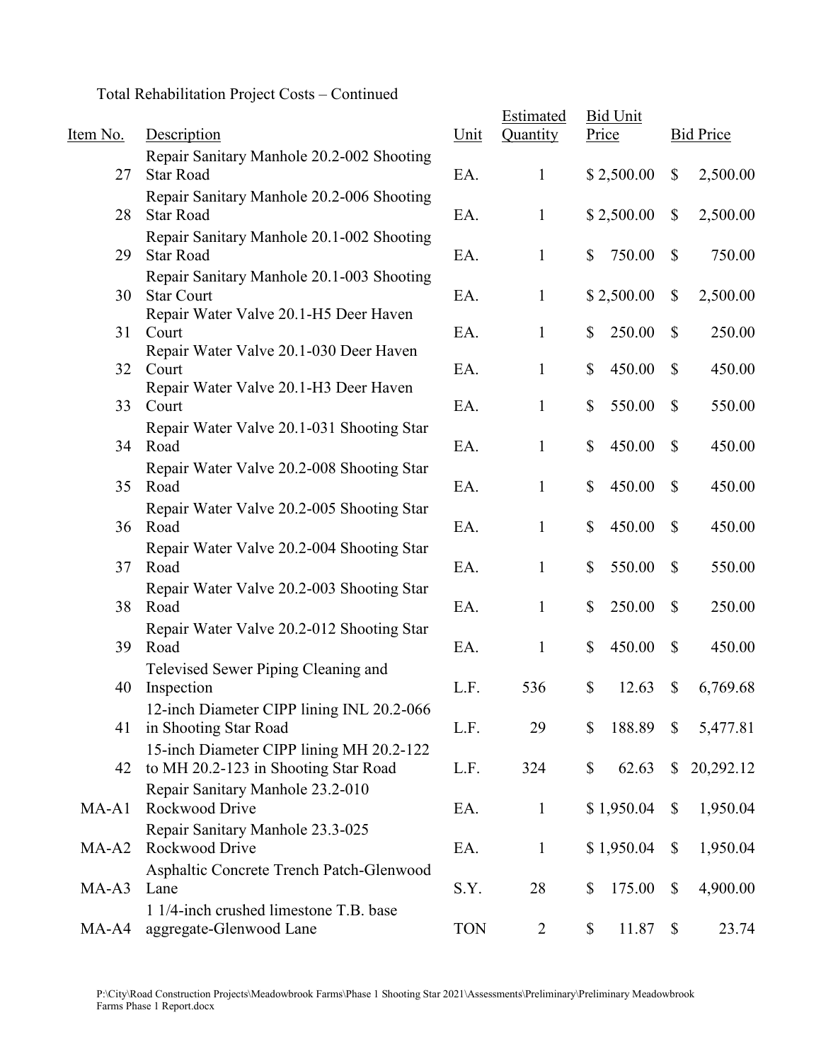Total Rehabilitation Project Costs – Continued

| Item No. | Description | Unit | Estimated Quantity | Bid Unit Price | Bid Price |
|---|---|---|---|---|---|
| 27 | Repair Sanitary Manhole 20.2-002 Shooting Star Road | EA. | 1 | $ 2,500.00 | $ 2,500.00 |
| 28 | Repair Sanitary Manhole 20.2-006 Shooting Star Road | EA. | 1 | $ 2,500.00 | $ 2,500.00 |
| 29 | Repair Sanitary Manhole 20.1-002 Shooting Star Road | EA. | 1 | $ 750.00 | $ 750.00 |
| 30 | Repair Sanitary Manhole 20.1-003 Shooting Star Court | EA. | 1 | $ 2,500.00 | $ 2,500.00 |
| 31 | Repair Water Valve 20.1-H5 Deer Haven Court | EA. | 1 | $ 250.00 | $ 250.00 |
| 32 | Repair Water Valve 20.1-030 Deer Haven Court | EA. | 1 | $ 450.00 | $ 450.00 |
| 33 | Repair Water Valve 20.1-H3 Deer Haven Court | EA. | 1 | $ 550.00 | $ 550.00 |
| 34 | Repair Water Valve 20.1-031 Shooting Star Road | EA. | 1 | $ 450.00 | $ 450.00 |
| 35 | Repair Water Valve 20.2-008 Shooting Star Road | EA. | 1 | $ 450.00 | $ 450.00 |
| 36 | Repair Water Valve 20.2-005 Shooting Star Road | EA. | 1 | $ 450.00 | $ 450.00 |
| 37 | Repair Water Valve 20.2-004 Shooting Star Road | EA. | 1 | $ 550.00 | $ 550.00 |
| 38 | Repair Water Valve 20.2-003 Shooting Star Road | EA. | 1 | $ 250.00 | $ 250.00 |
| 39 | Repair Water Valve 20.2-012 Shooting Star Road | EA. | 1 | $ 450.00 | $ 450.00 |
| 40 | Televised Sewer Piping Cleaning and Inspection | L.F. | 536 | $ 12.63 | $ 6,769.68 |
| 41 | 12-inch Diameter CIPP lining INL 20.2-066 in Shooting Star Road | L.F. | 29 | $ 188.89 | $ 5,477.81 |
| 42 | 15-inch Diameter CIPP lining MH 20.2-122 to MH 20.2-123 in Shooting Star Road | L.F. | 324 | $ 62.63 | $ 20,292.12 |
| MA-A1 | Repair Sanitary Manhole 23.2-010 Rockwood Drive | EA. | 1 | $ 1,950.04 | $ 1,950.04 |
| MA-A2 | Repair Sanitary Manhole 23.3-025 Rockwood Drive | EA. | 1 | $ 1,950.04 | $ 1,950.04 |
| MA-A3 | Asphaltic Concrete Trench Patch-Glenwood Lane | S.Y. | 28 | $ 175.00 | $ 4,900.00 |
| MA-A4 | 1 1/4-inch crushed limestone T.B. base aggregate-Glenwood Lane | TON | 2 | $ 11.87 | $ 23.74 |

P:\City\Road Construction Projects\Meadowbrook Farms\Phase 1 Shooting Star 2021\Assessments\Preliminary\Preliminary Meadowbrook Farms Phase 1 Report.docx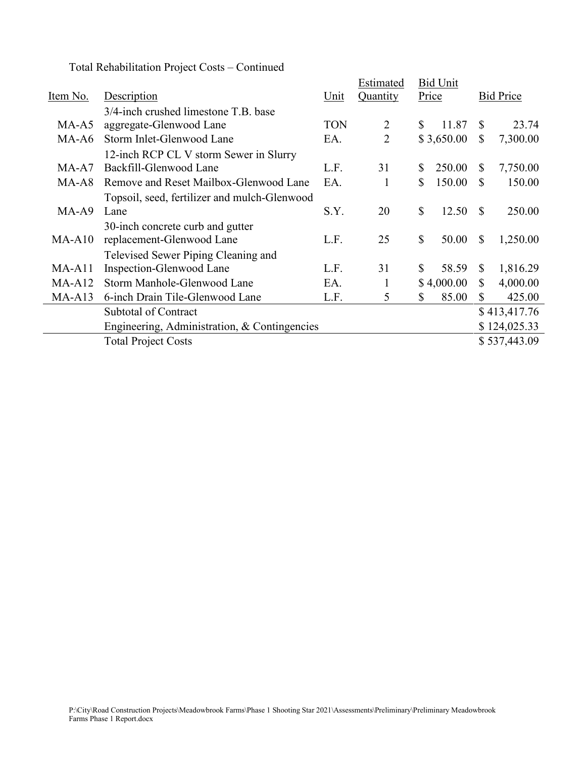Total Rehabilitation Project Costs – Continued

| Item No. | Description | Unit | Estimated Quantity | Bid Unit Price | Bid Price |
|---|---|---|---|---|---|
| MA-A5 | 3/4-inch crushed limestone T.B. base aggregate-Glenwood Lane | TON | 2 | $ 11.87 | $ 23.74 |
| MA-A6 | Storm Inlet-Glenwood Lane | EA. | 2 | $ 3,650.00 | $ 7,300.00 |
| MA-A7 | 12-inch RCP CL V storm Sewer in Slurry Backfill-Glenwood Lane | L.F. | 31 | $ 250.00 | $ 7,750.00 |
| MA-A8 | Remove and Reset Mailbox-Glenwood Lane | EA. | 1 | $ 150.00 | $ 150.00 |
| MA-A9 | Topsoil, seed, fertilizer and mulch-Glenwood Lane | S.Y. | 20 | $ 12.50 | $ 250.00 |
| MA-A10 | 30-inch concrete curb and gutter replacement-Glenwood Lane | L.F. | 25 | $ 50.00 | $ 1,250.00 |
| MA-A11 | Televised Sewer Piping Cleaning and Inspection-Glenwood Lane | L.F. | 31 | $ 58.59 | $ 1,816.29 |
| MA-A12 | Storm Manhole-Glenwood Lane | EA. | 1 | $ 4,000.00 | $ 4,000.00 |
| MA-A13 | 6-inch Drain Tile-Glenwood Lane | L.F. | 5 | $ 85.00 | $ 425.00 |
| | Subtotal of Contract | | | | $ 413,417.76 |
| | Engineering, Administration, & Contingencies | | | | $ 124,025.33 |
| | Total Project Costs | | | | $ 537,443.09 |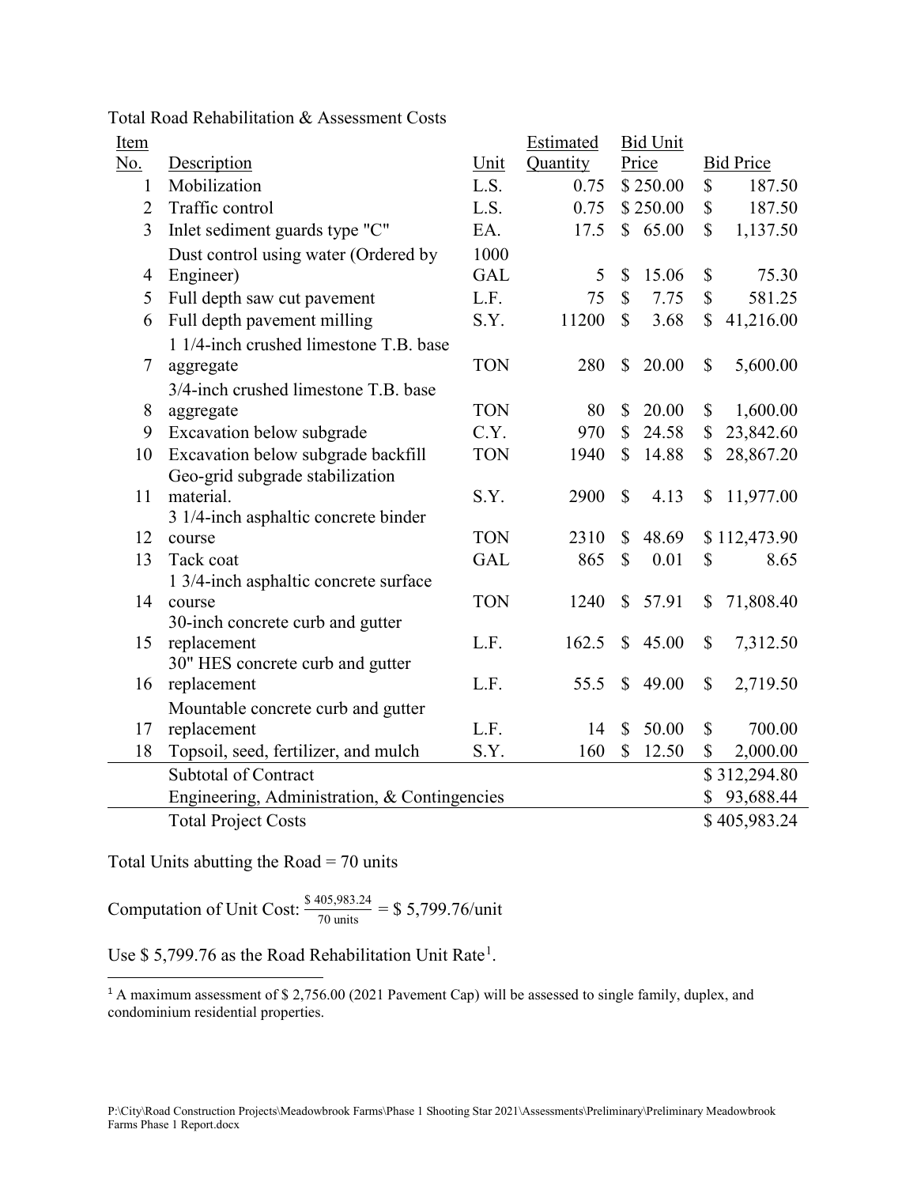Total Road Rehabilitation & Assessment Costs

| Item No. | Description | Unit | Estimated Quantity | Bid Unit Price | Bid Price |
|---|---|---|---|---|---|
| 1 | Mobilization | L.S. | 0.75 | $ 250.00 | $ 187.50 |
| 2 | Traffic control | L.S. | 0.75 | $ 250.00 | $ 187.50 |
| 3 | Inlet sediment guards type "C" | EA. | 17.5 | $ 65.00 | $ 1,137.50 |
| 4 | Dust control using water (Ordered by Engineer) | 1000 GAL | 5 | $ 15.06 | $ 75.30 |
| 5 | Full depth saw cut pavement | L.F. | 75 | $ 7.75 | $ 581.25 |
| 6 | Full depth pavement milling | S.Y. | 11200 | $ 3.68 | $ 41,216.00 |
| 7 | 1 1/4-inch crushed limestone T.B. base aggregate | TON | 280 | $ 20.00 | $ 5,600.00 |
| 8 | 3/4-inch crushed limestone T.B. base aggregate | TON | 80 | $ 20.00 | $ 1,600.00 |
| 9 | Excavation below subgrade | C.Y. | 970 | $ 24.58 | $ 23,842.60 |
| 10 | Excavation below subgrade backfill | TON | 1940 | $ 14.88 | $ 28,867.20 |
| 11 | Geo-grid subgrade stabilization material. | S.Y. | 2900 | $ 4.13 | $ 11,977.00 |
| 12 | 3 1/4-inch asphaltic concrete binder course | TON | 2310 | $ 48.69 | $ 112,473.90 |
| 13 | Tack coat | GAL | 865 | $ 0.01 | $ 8.65 |
| 14 | 1 3/4-inch asphaltic concrete surface course | TON | 1240 | $ 57.91 | $ 71,808.40 |
| 15 | 30-inch concrete curb and gutter replacement | L.F. | 162.5 | $ 45.00 | $ 7,312.50 |
| 16 | 30" HES concrete curb and gutter replacement | L.F. | 55.5 | $ 49.00 | $ 2,719.50 |
| 17 | Mountable concrete curb and gutter replacement | L.F. | 14 | $ 50.00 | $ 700.00 |
| 18 | Topsoil, seed, fertilizer, and mulch | S.Y. | 160 | $ 12.50 | $ 2,000.00 |
| | Subtotal of Contract | | | | $ 312,294.80 |
| | Engineering, Administration, & Contingencies | | | | $ 93,688.44 |
| | Total Project Costs | | | | $ 405,983.24 |

Total Units abutting the Road = 70 units

Computation of Unit Cost: $\frac{\$\ 405{,}983.24}{70\ \text{units}}$ = $ 5,799.76/unit

Use $ 5,799.76 as the Road Rehabilitation Unit Rate[1].

[1] A maximum assessment of $ 2,756.00 (2021 Pavement Cap) will be assessed to single family, duplex, and condominium residential properties.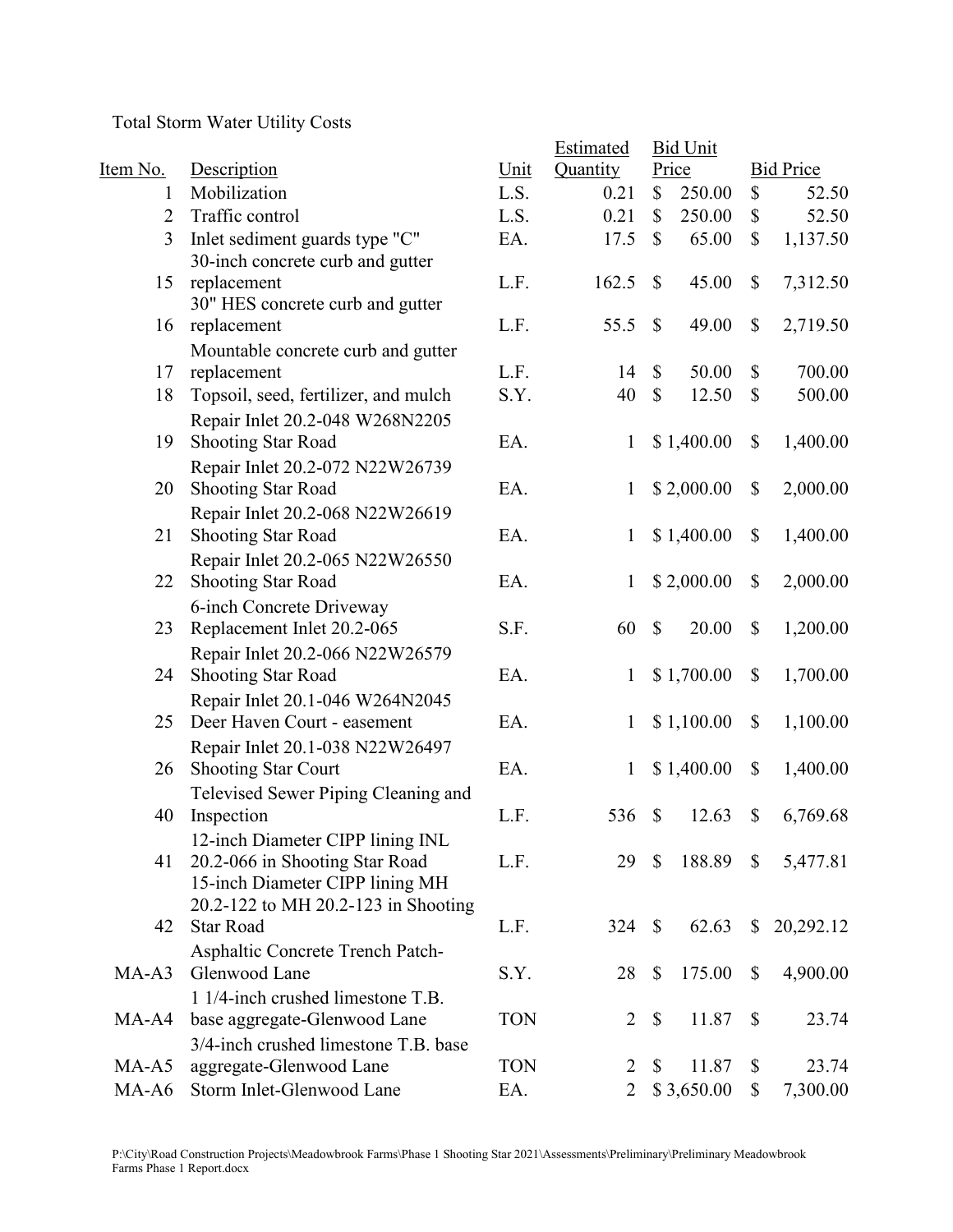Total Storm Water Utility Costs

| Item No. | Description | Unit | Estimated Quantity | Bid Unit Price | Bid Price |
|---|---|---|---|---|---|
| 1 | Mobilization | L.S. | 0.21 | $ 250.00 | $ 52.50 |
| 2 | Traffic control | L.S. | 0.21 | $ 250.00 | $ 52.50 |
| 3 | Inlet sediment guards type "C" | EA. | 17.5 | $ 65.00 | $ 1,137.50 |
| 15 | 30-inch concrete curb and gutter replacement | L.F. | 162.5 | $ 45.00 | $ 7,312.50 |
| 16 | 30" HES concrete curb and gutter replacement | L.F. | 55.5 | $ 49.00 | $ 2,719.50 |
| 17 | Mountable concrete curb and gutter replacement | L.F. | 14 | $ 50.00 | $ 700.00 |
| 18 | Topsoil, seed, fertilizer, and mulch | S.Y. | 40 | $ 12.50 | $ 500.00 |
| 19 | Repair Inlet 20.2-048 W268N2205 Shooting Star Road | EA. | 1 | $ 1,400.00 | $ 1,400.00 |
| 20 | Repair Inlet 20.2-072 N22W26739 Shooting Star Road | EA. | 1 | $ 2,000.00 | $ 2,000.00 |
| 21 | Repair Inlet 20.2-068 N22W26619 Shooting Star Road | EA. | 1 | $ 1,400.00 | $ 1,400.00 |
| 22 | Repair Inlet 20.2-065 N22W26550 Shooting Star Road | EA. | 1 | $ 2,000.00 | $ 2,000.00 |
| 23 | 6-inch Concrete Driveway Replacement Inlet 20.2-065 | S.F. | 60 | $ 20.00 | $ 1,200.00 |
| 24 | Repair Inlet 20.2-066 N22W26579 Shooting Star Road | EA. | 1 | $ 1,700.00 | $ 1,700.00 |
| 25 | Repair Inlet 20.1-046 W264N2045 Deer Haven Court - easement | EA. | 1 | $ 1,100.00 | $ 1,100.00 |
| 26 | Repair Inlet 20.1-038 N22W26497 Shooting Star Court | EA. | 1 | $ 1,400.00 | $ 1,400.00 |
| 40 | Televised Sewer Piping Cleaning and Inspection | L.F. | 536 | $ 12.63 | $ 6,769.68 |
| 41 | 12-inch Diameter CIPP lining INL 20.2-066 in Shooting Star Road | L.F. | 29 | $ 188.89 | $ 5,477.81 |
| 42 | 15-inch Diameter CIPP lining MH 20.2-122 to MH 20.2-123 in Shooting Star Road | L.F. | 324 | $ 62.63 | $ 20,292.12 |
| MA-A3 | Asphaltic Concrete Trench Patch-Glenwood Lane | S.Y. | 28 | $ 175.00 | $ 4,900.00 |
| MA-A4 | 1 1/4-inch crushed limestone T.B. base aggregate-Glenwood Lane | TON | 2 | $ 11.87 | $ 23.74 |
| MA-A5 | 3/4-inch crushed limestone T.B. base aggregate-Glenwood Lane | TON | 2 | $ 11.87 | $ 23.74 |
| MA-A6 | Storm Inlet-Glenwood Lane | EA. | 2 | $ 3,650.00 | $ 7,300.00 |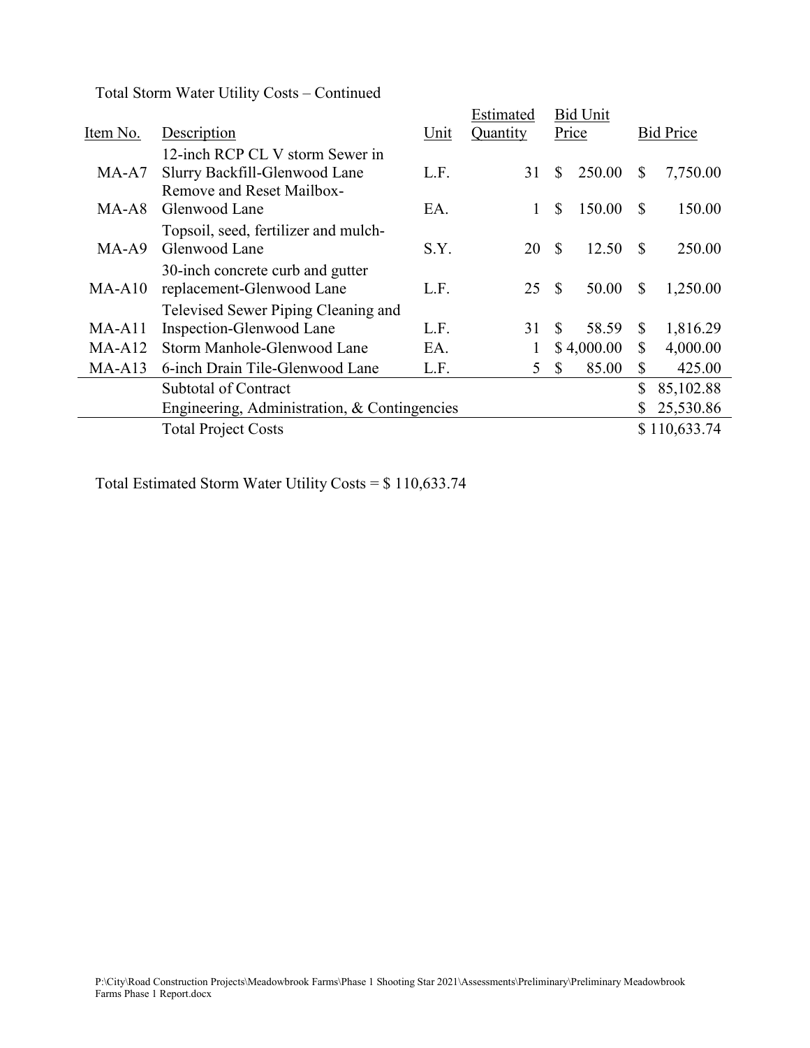Total Storm Water Utility Costs – Continued

| Item No. | Description | Unit | Estimated Quantity | Bid Unit Price | Bid Price |
|---|---|---|---|---|---|
| MA-A7 | 12-inch RCP CL V storm Sewer in Slurry Backfill-Glenwood Lane | L.F. | 31 | $ 250.00 | $ 7,750.00 |
| MA-A8 | Remove and Reset Mailbox-Glenwood Lane | EA. | 1 | $ 150.00 | $ 150.00 |
| MA-A9 | Topsoil, seed, fertilizer and mulch-Glenwood Lane | S.Y. | 20 | $ 12.50 | $ 250.00 |
| MA-A10 | 30-inch concrete curb and gutter replacement-Glenwood Lane | L.F. | 25 | $ 50.00 | $ 1,250.00 |
| MA-A11 | Televised Sewer Piping Cleaning and Inspection-Glenwood Lane | L.F. | 31 | $ 58.59 | $ 1,816.29 |
| MA-A12 | Storm Manhole-Glenwood Lane | EA. | 1 | $ 4,000.00 | $ 4,000.00 |
| MA-A13 | 6-inch Drain Tile-Glenwood Lane | L.F. | 5 | $ 85.00 | $ 425.00 |
| | Subtotal of Contract | | | | $ 85,102.88 |
| | Engineering, Administration, & Contingencies | | | | $ 25,530.86 |
| | Total Project Costs | | | | $ 110,633.74 |

Total Estimated Storm Water Utility Costs = $ 110,633.74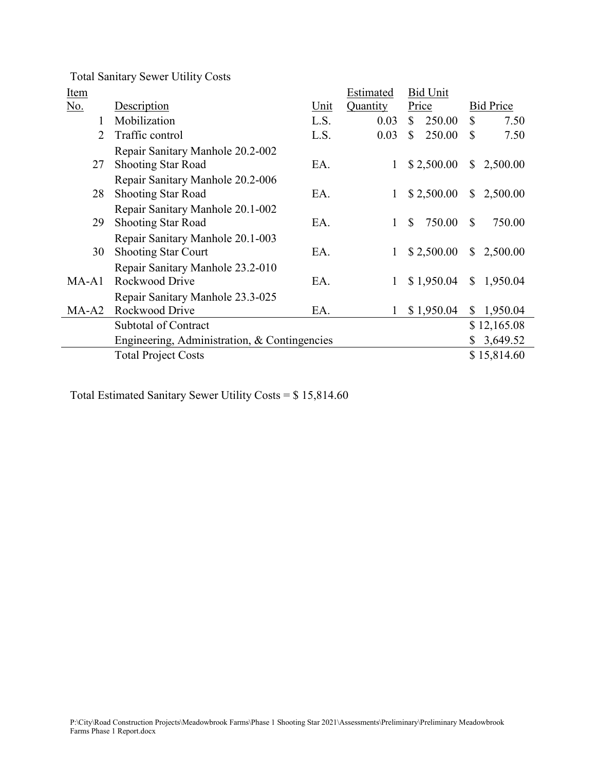Total Sanitary Sewer Utility Costs

| Item No. | Description | Unit | Estimated Quantity | Bid Unit Price | Bid Price |
|---|---|---|---|---|---|
| 1 | Mobilization | L.S. | 0.03 | $ 250.00 | $ 7.50 |
| 2 | Traffic control | L.S. | 0.03 | $ 250.00 | $ 7.50 |
| 27 | Repair Sanitary Manhole 20.2-002 Shooting Star Road | EA. | 1 | $ 2,500.00 | $ 2,500.00 |
| 28 | Repair Sanitary Manhole 20.2-006 Shooting Star Road | EA. | 1 | $ 2,500.00 | $ 2,500.00 |
| 29 | Repair Sanitary Manhole 20.1-002 Shooting Star Road | EA. | 1 | $ 750.00 | $ 750.00 |
| 30 | Repair Sanitary Manhole 20.1-003 Shooting Star Court | EA. | 1 | $ 2,500.00 | $ 2,500.00 |
| MA-A1 | Repair Sanitary Manhole 23.2-010 Rockwood Drive | EA. | 1 | $ 1,950.04 | $ 1,950.04 |
| MA-A2 | Repair Sanitary Manhole 23.3-025 Rockwood Drive | EA. | 1 | $ 1,950.04 | $ 1,950.04 |
| | Subtotal of Contract | | | | $ 12,165.08 |
| | Engineering, Administration, & Contingencies | | | | $ 3,649.52 |
| | Total Project Costs | | | | $ 15,814.60 |

Total Estimated Sanitary Sewer Utility Costs = $ 15,814.60

P:\City\Road Construction Projects\Meadowbrook Farms\Phase 1 Shooting Star 2021\Assessments\Preliminary\Preliminary Meadowbrook Farms Phase 1 Report.docx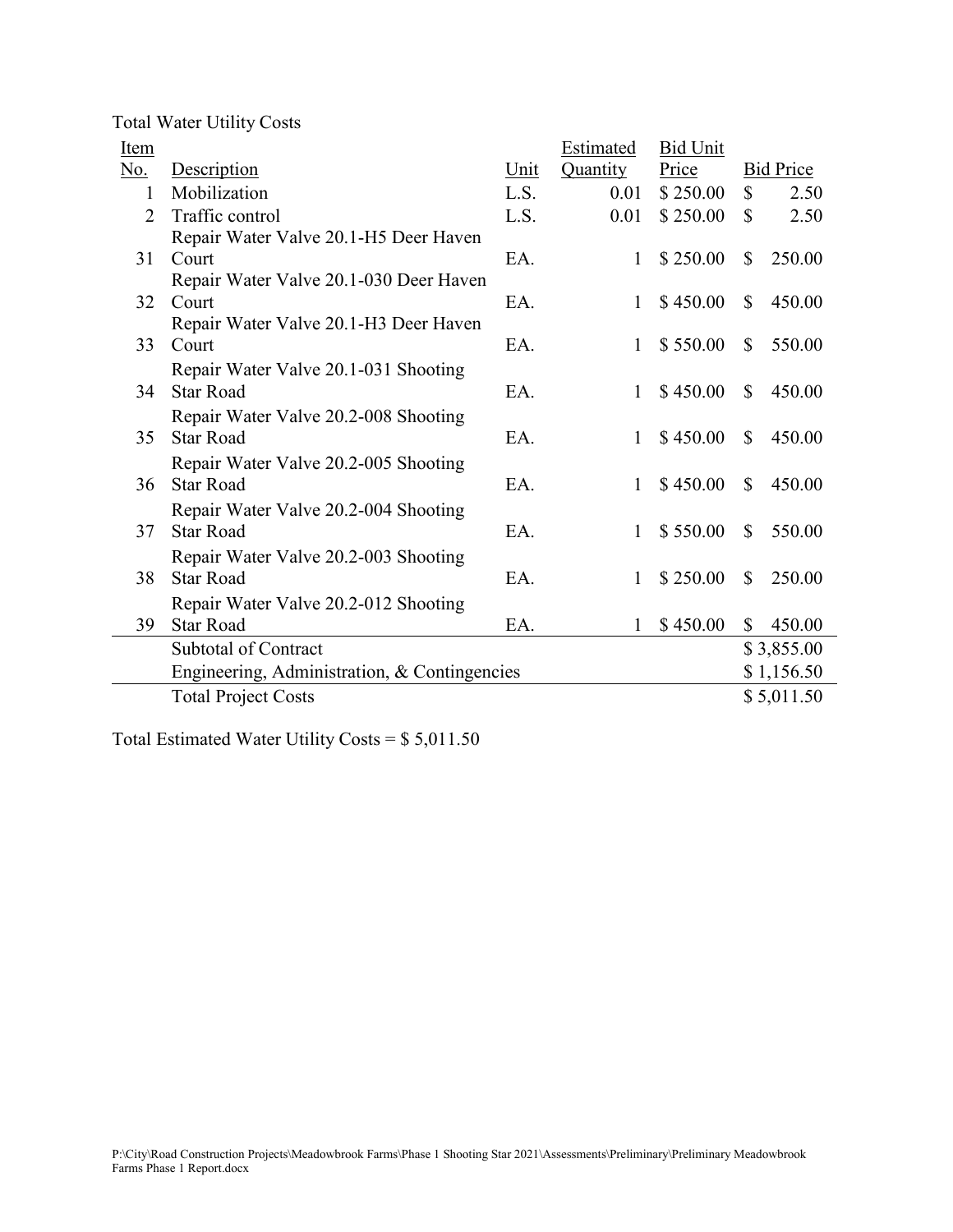Total Water Utility Costs

| Item No. | Description | Unit | Estimated Quantity | Bid Unit Price | Bid Price |
|---|---|---|---|---|---|
| 1 | Mobilization | L.S. | 0.01 | $ 250.00 | $ 2.50 |
| 2 | Traffic control | L.S. | 0.01 | $ 250.00 | $ 2.50 |
| 31 | Repair Water Valve 20.1-H5 Deer Haven Court | EA. | 1 | $ 250.00 | $ 250.00 |
| 32 | Repair Water Valve 20.1-030 Deer Haven Court | EA. | 1 | $ 450.00 | $ 450.00 |
| 33 | Repair Water Valve 20.1-H3 Deer Haven Court | EA. | 1 | $ 550.00 | $ 550.00 |
| 34 | Repair Water Valve 20.1-031 Shooting Star Road | EA. | 1 | $ 450.00 | $ 450.00 |
| 35 | Repair Water Valve 20.2-008 Shooting Star Road | EA. | 1 | $ 450.00 | $ 450.00 |
| 36 | Repair Water Valve 20.2-005 Shooting Star Road | EA. | 1 | $ 450.00 | $ 450.00 |
| 37 | Repair Water Valve 20.2-004 Shooting Star Road | EA. | 1 | $ 550.00 | $ 550.00 |
| 38 | Repair Water Valve 20.2-003 Shooting Star Road | EA. | 1 | $ 250.00 | $ 250.00 |
| 39 | Repair Water Valve 20.2-012 Shooting Star Road | EA. | 1 | $ 450.00 | $ 450.00 |
| | Subtotal of Contract | | | | $ 3,855.00 |
| | Engineering, Administration, & Contingencies | | | | $ 1,156.50 |
| | Total Project Costs | | | | $ 5,011.50 |

Total Estimated Water Utility Costs = $ 5,011.50

P:\City\Road Construction Projects\Meadowbrook Farms\Phase 1 Shooting Star 2021\Assessments\Preliminary\Preliminary Meadowbrook Farms Phase 1 Report.docx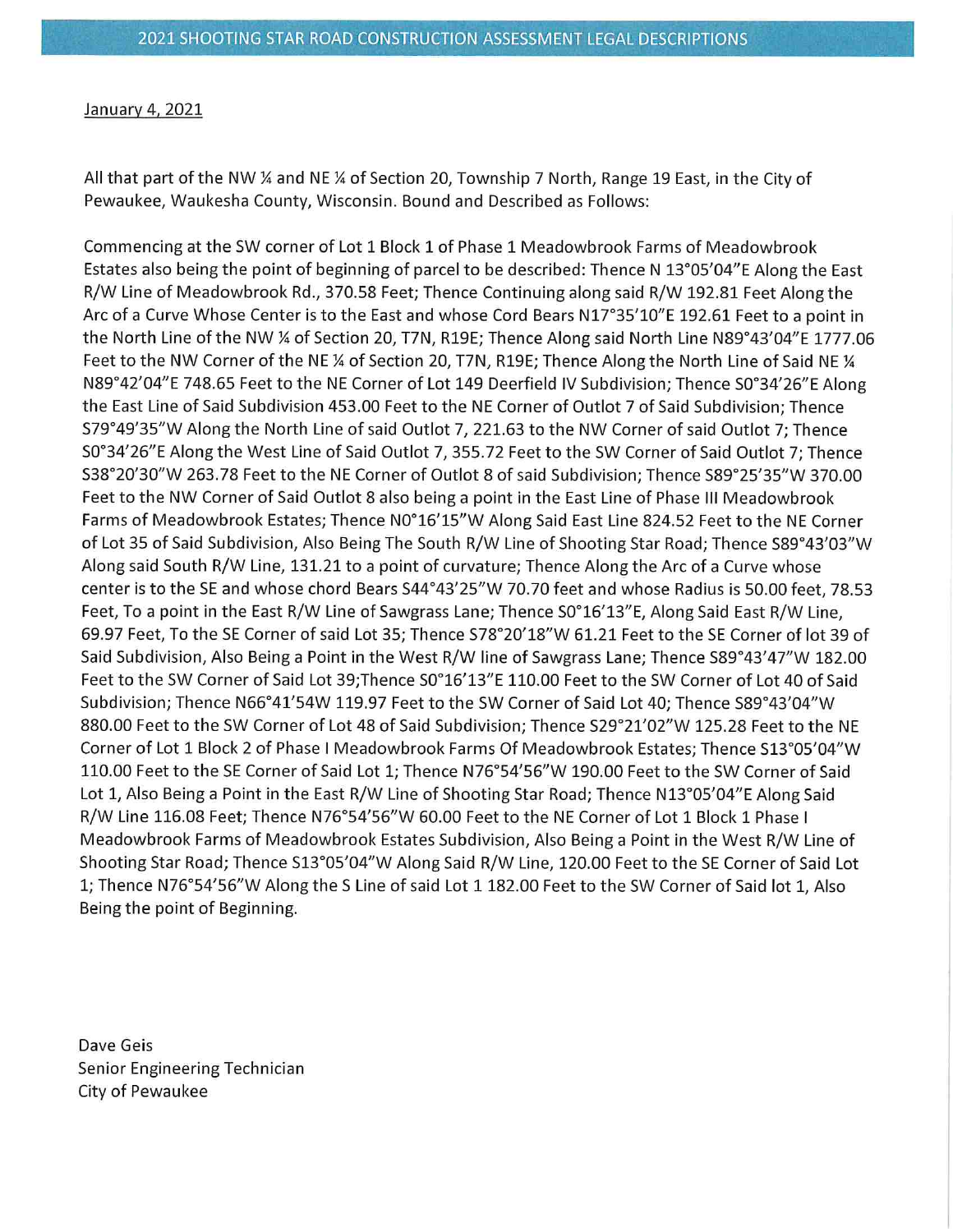## 2021 SHOOTING STAR ROAD CONSTRUCTION ASSESSMENT LEGAL DESCRIPTIONS

January 4, 2021

All that part of the NW ¼ and NE ¼ of Section 20, Township 7 North, Range 19 East, in the City of Pewaukee, Waukesha County, Wisconsin. Bound and Described as Follows:

Commencing at the SW corner of Lot 1 Block 1 of Phase 1 Meadowbrook Farms of Meadowbrook Estates also being the point of beginning of parcel to be described: Thence N 13°05'04"E Along the East R/W Line of Meadowbrook Rd., 370.58 Feet; Thence Continuing along said R/W 192.81 Feet Along the Arc of a Curve Whose Center is to the East and whose Cord Bears N17°35'10"E 192.61 Feet to a point in the North Line of the NW ¼ of Section 20, T7N, R19E; Thence Along said North Line N89°43'04"E 1777.06 Feet to the NW Corner of the NE ¼ of Section 20, T7N, R19E; Thence Along the North Line of Said NE ¼ N89°42'04"E 748.65 Feet to the NE Corner of Lot 149 Deerfield IV Subdivision; Thence S0°34'26"E Along the East Line of Said Subdivision 453.00 Feet to the NE Corner of Outlot 7 of Said Subdivision; Thence S79°49'35"W Along the North Line of said Outlot 7, 221.63 to the NW Corner of said Outlot 7; Thence S0°34'26"E Along the West Line of Said Outlot 7, 355.72 Feet to the SW Corner of Said Outlot 7; Thence S38°20'30"W 263.78 Feet to the NE Corner of Outlot 8 of said Subdivision; Thence S89°25'35"W 370.00 Feet to the NW Corner of Said Outlot 8 also being a point in the East Line of Phase III Meadowbrook Farms of Meadowbrook Estates; Thence N0°16'15"W Along Said East Line 824.52 Feet to the NE Corner of Lot 35 of Said Subdivision, Also Being The South R/W Line of Shooting Star Road; Thence S89°43'03"W Along said South R/W Line, 131.21 to a point of curvature; Thence Along the Arc of a Curve whose center is to the SE and whose chord Bears S44°43'25"W 70.70 feet and whose Radius is 50.00 feet, 78.53 Feet, To a point in the East R/W Line of Sawgrass Lane; Thence S0°16'13"E, Along Said East R/W Line, 69.97 Feet, To the SE Corner of said Lot 35; Thence S78°20'18"W 61.21 Feet to the SE Corner of lot 39 of Said Subdivision, Also Being a Point in the West R/W line of Sawgrass Lane; Thence S89°43'47"W 182.00 Feet to the SW Corner of Said Lot 39;Thence S0°16'13"E 110.00 Feet to the SW Corner of Lot 40 of Said Subdivision; Thence N66°41'54W 119.97 Feet to the SW Corner of Said Lot 40; Thence S89°43'04"W 880.00 Feet to the SW Corner of Lot 48 of Said Subdivision; Thence S29°21'02"W 125.28 Feet to the NE Corner of Lot 1 Block 2 of Phase I Meadowbrook Farms Of Meadowbrook Estates; Thence S13°05'04"W 110.00 Feet to the SE Corner of Said Lot 1; Thence N76°54'56"W 190.00 Feet to the SW Corner of Said Lot 1, Also Being a Point in the East R/W Line of Shooting Star Road; Thence N13°05'04"E Along Said R/W Line 116.08 Feet; Thence N76°54'56"W 60.00 Feet to the NE Corner of Lot 1 Block 1 Phase I Meadowbrook Farms of Meadowbrook Estates Subdivision, Also Being a Point in the West R/W Line of Shooting Star Road; Thence S13°05'04"W Along Said R/W Line, 120.00 Feet to the SE Corner of Said Lot 1; Thence N76°54'56"W Along the S Line of said Lot 1 182.00 Feet to the SW Corner of Said lot 1, Also Being the point of Beginning.

Dave Geis
Senior Engineering Technician
City of Pewaukee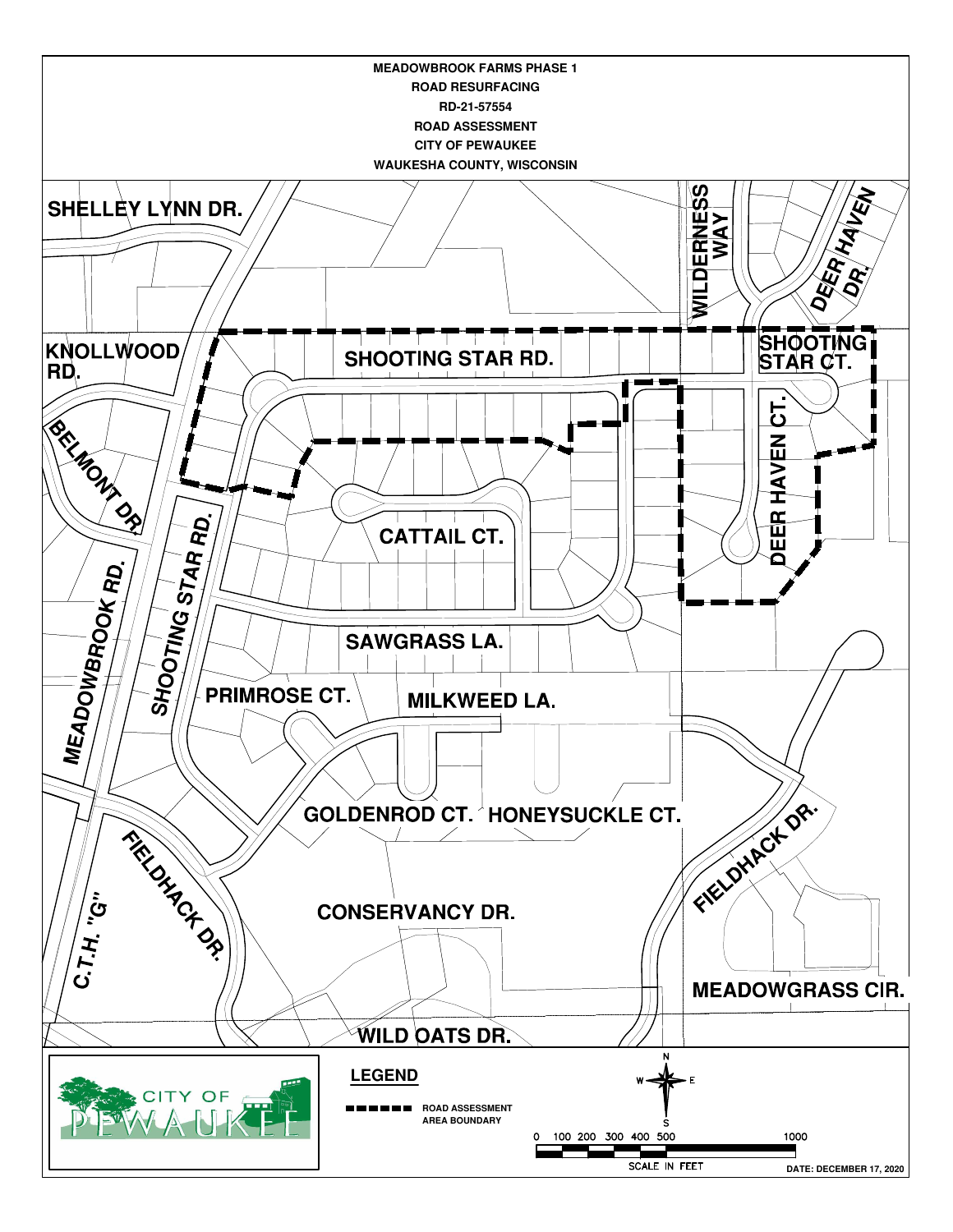**MEADOWBROOK FARMS PHASE 1**
**ROAD RESURFACING**
**RD-21-57554**
**ROAD ASSESSMENT**
**CITY OF PEWAUKEE**
**WAUKESHA COUNTY, WISCONSIN**

SHELLEY LYNN DR.

WILDERNESS WAY

DEER HAVEN DR.

KNOLLWOOD RD.

SHOOTING STAR RD.

SHOOTING STAR CT.

BELMONT DR.

DEER HAVEN CT.

SHOOTING STAR RD.

CATTAIL CT.

MEADOWBROOK RD.

SAWGRASS LA.

PRIMROSE CT.

MILKWEED LA.

GOLDENROD CT.

HONEYSUCKLE CT.

FIELDHACK DR.

FIELDHACK DR.

C.T.H. "G"

CONSERVANCY DR.

MEADOWGRASS CIR.

WILD OATS DR.

CITY OF PEWAUKEE

**LEGEND**

ROAD ASSESSMENT AREA BOUNDARY

N
W E
S

0 100 200 300 400 500 1000

SCALE IN FEET

**DATE: DECEMBER 17, 2020**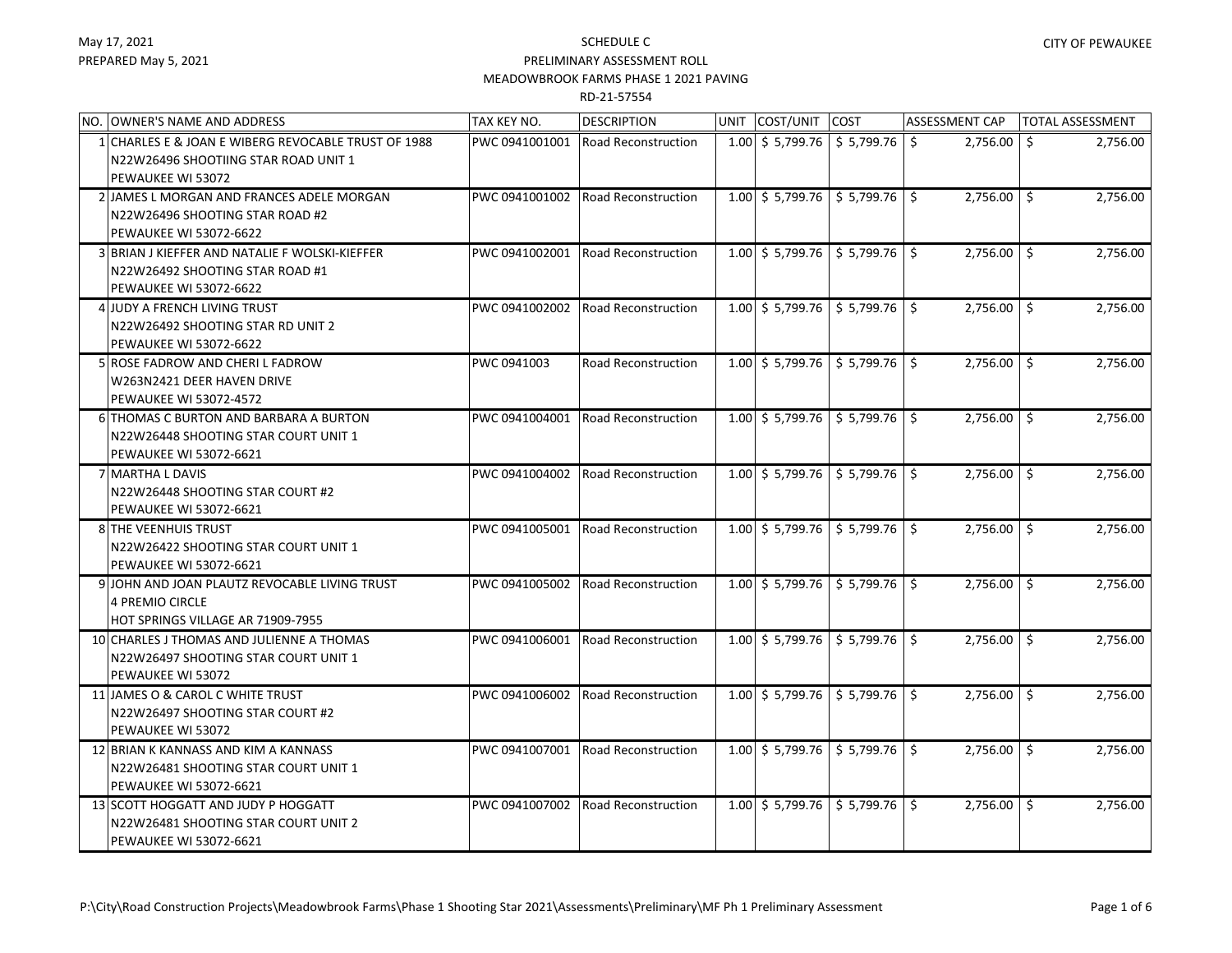SCHEDULE C

PRELIMINARY ASSESSMENT ROLL

MEADOWBROOK FARMS PHASE 1 2021 PAVING

RD-21-57554

May 17, 2021

PREPARED May 5, 2021

CITY OF PEWAUKEE

| NO. | OWNER'S NAME AND ADDRESS | TAX KEY NO. | DESCRIPTION | UNIT | COST/UNIT | COST | ASSESSMENT CAP | TOTAL ASSESSMENT |
|---|---|---|---|---|---|---|---|---|
| 1 | CHARLES E & JOAN E WIBERG REVOCABLE TRUST OF 1988<br>N22W26496 SHOOTIING STAR ROAD UNIT 1<br>PEWAUKEE WI 53072 | PWC 0941001001 | Road Reconstruction | 1.00 | $ 5,799.76 | $ 5,799.76 | $ 2,756.00 | $ 2,756.00 |
| 2 | JAMES L MORGAN AND FRANCES ADELE MORGAN<br>N22W26496 SHOOTING STAR ROAD #2<br>PEWAUKEE WI 53072-6622 | PWC 0941001002 | Road Reconstruction | 1.00 | $ 5,799.76 | $ 5,799.76 | $ 2,756.00 | $ 2,756.00 |
| 3 | BRIAN J KIEFFER AND NATALIE F WOLSKI-KIEFFER<br>N22W26492 SHOOTING STAR ROAD #1<br>PEWAUKEE WI 53072-6622 | PWC 0941002001 | Road Reconstruction | 1.00 | $ 5,799.76 | $ 5,799.76 | $ 2,756.00 | $ 2,756.00 |
| 4 | JUDY A FRENCH LIVING TRUST<br>N22W26492 SHOOTING STAR RD UNIT 2<br>PEWAUKEE WI 53072-6622 | PWC 0941002002 | Road Reconstruction | 1.00 | $ 5,799.76 | $ 5,799.76 | $ 2,756.00 | $ 2,756.00 |
| 5 | ROSE FADROW AND CHERI L FADROW<br>W263N2421 DEER HAVEN DRIVE<br>PEWAUKEE WI 53072-4572 | PWC 0941003 | Road Reconstruction | 1.00 | $ 5,799.76 | $ 5,799.76 | $ 2,756.00 | $ 2,756.00 |
| 6 | THOMAS C BURTON AND BARBARA A BURTON<br>N22W26448 SHOOTING STAR COURT UNIT 1<br>PEWAUKEE WI 53072-6621 | PWC 0941004001 | Road Reconstruction | 1.00 | $ 5,799.76 | $ 5,799.76 | $ 2,756.00 | $ 2,756.00 |
| 7 | MARTHA L DAVIS<br>N22W26448 SHOOTING STAR COURT #2<br>PEWAUKEE WI 53072-6621 | PWC 0941004002 | Road Reconstruction | 1.00 | $ 5,799.76 | $ 5,799.76 | $ 2,756.00 | $ 2,756.00 |
| 8 | THE VEENHUIS TRUST<br>N22W26422 SHOOTING STAR COURT UNIT 1<br>PEWAUKEE WI 53072-6621 | PWC 0941005001 | Road Reconstruction | 1.00 | $ 5,799.76 | $ 5,799.76 | $ 2,756.00 | $ 2,756.00 |
| 9 | JOHN AND JOAN PLAUTZ REVOCABLE LIVING TRUST<br>4 PREMIO CIRCLE<br>HOT SPRINGS VILLAGE AR 71909-7955 | PWC 0941005002 | Road Reconstruction | 1.00 | $ 5,799.76 | $ 5,799.76 | $ 2,756.00 | $ 2,756.00 |
| 10 | CHARLES J THOMAS AND JULIENNE A THOMAS<br>N22W26497 SHOOTING STAR COURT UNIT 1<br>PEWAUKEE WI 53072 | PWC 0941006001 | Road Reconstruction | 1.00 | $ 5,799.76 | $ 5,799.76 | $ 2,756.00 | $ 2,756.00 |
| 11 | JAMES O & CAROL C WHITE TRUST<br>N22W26497 SHOOTING STAR COURT #2<br>PEWAUKEE WI 53072 | PWC 0941006002 | Road Reconstruction | 1.00 | $ 5,799.76 | $ 5,799.76 | $ 2,756.00 | $ 2,756.00 |
| 12 | BRIAN K KANNASS AND KIM A KANNASS<br>N22W26481 SHOOTING STAR COURT UNIT 1<br>PEWAUKEE WI 53072-6621 | PWC 0941007001 | Road Reconstruction | 1.00 | $ 5,799.76 | $ 5,799.76 | $ 2,756.00 | $ 2,756.00 |
| 13 | SCOTT HOGGATT AND JUDY P HOGGATT<br>N22W26481 SHOOTING STAR COURT UNIT 2<br>PEWAUKEE WI 53072-6621 | PWC 0941007002 | Road Reconstruction | 1.00 | $ 5,799.76 | $ 5,799.76 | $ 2,756.00 | $ 2,756.00 |

P:\City\Road Construction Projects\Meadowbrook Farms\Phase 1 Shooting Star 2021\Assessments\Preliminary\MF Ph 1 Preliminary Assessment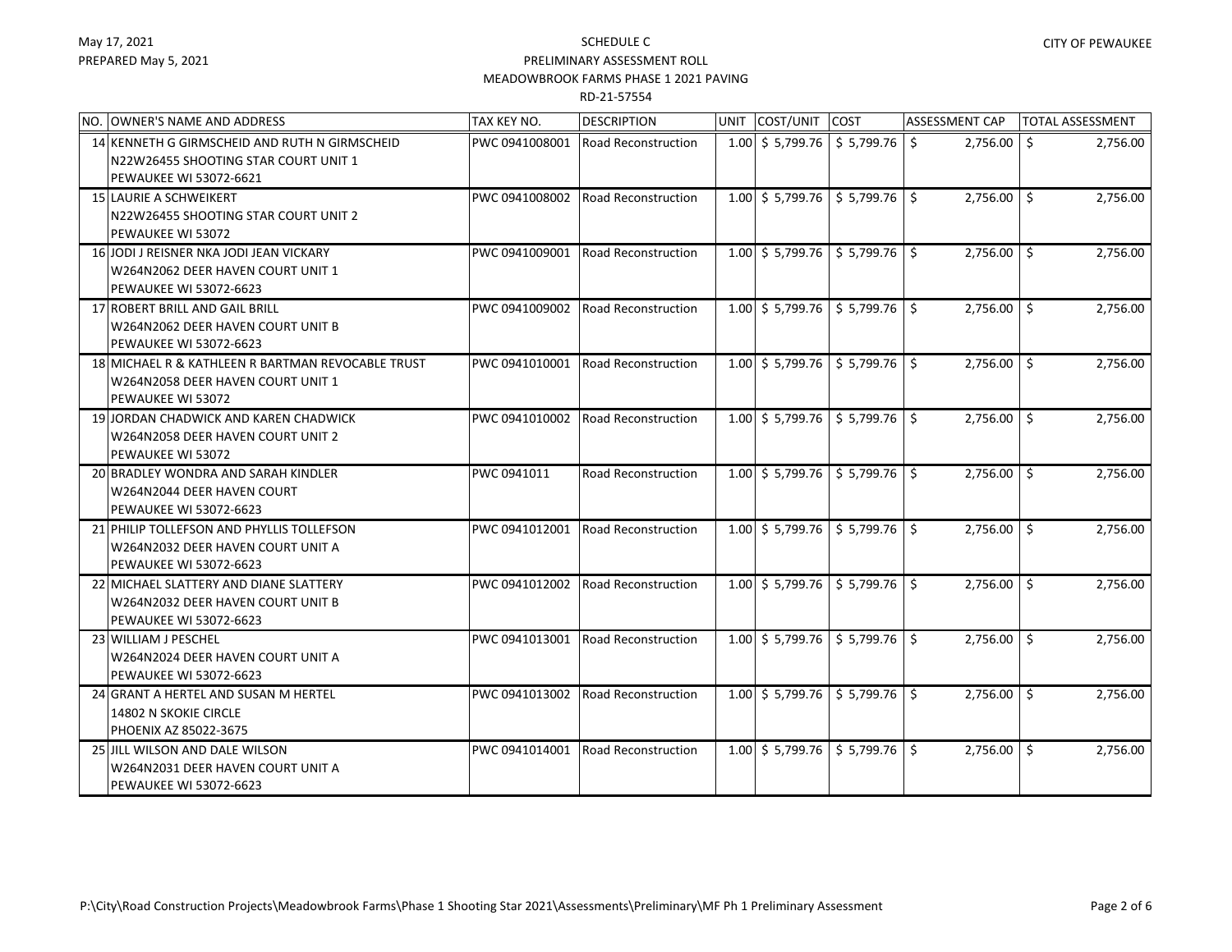SCHEDULE C
PRELIMINARY ASSESSMENT ROLL
MEADOWBROOK FARMS PHASE 1 2021 PAVING
RD-21-57554

May 17, 2021
PREPARED May 5, 2021

CITY OF PEWAUKEE

| NO. | OWNER'S NAME AND ADDRESS | TAX KEY NO. | DESCRIPTION | UNIT | COST/UNIT | COST | ASSESSMENT CAP | TOTAL ASSESSMENT |
|---|---|---|---|---|---|---|---|---|
| 14 | KENNETH G GIRMSCHEID AND RUTH N GIRMSCHEID<br>N22W26455 SHOOTING STAR COURT UNIT 1<br>PEWAUKEE WI 53072-6621 | PWC 0941008001 | Road Reconstruction | 1.00 | $ 5,799.76 | $ 5,799.76 | $ 2,756.00 | $ 2,756.00 |
| 15 | LAURIE A SCHWEIKERT<br>N22W26455 SHOOTING STAR COURT UNIT 2<br>PEWAUKEE WI 53072 | PWC 0941008002 | Road Reconstruction | 1.00 | $ 5,799.76 | $ 5,799.76 | $ 2,756.00 | $ 2,756.00 |
| 16 | JODI J REISNER NKA JODI JEAN VICKARY<br>W264N2062 DEER HAVEN COURT UNIT 1<br>PEWAUKEE WI 53072-6623 | PWC 0941009001 | Road Reconstruction | 1.00 | $ 5,799.76 | $ 5,799.76 | $ 2,756.00 | $ 2,756.00 |
| 17 | ROBERT BRILL AND GAIL BRILL<br>W264N2062 DEER HAVEN COURT UNIT B<br>PEWAUKEE WI 53072-6623 | PWC 0941009002 | Road Reconstruction | 1.00 | $ 5,799.76 | $ 5,799.76 | $ 2,756.00 | $ 2,756.00 |
| 18 | MICHAEL R & KATHLEEN R BARTMAN REVOCABLE TRUST<br>W264N2058 DEER HAVEN COURT UNIT 1<br>PEWAUKEE WI 53072 | PWC 0941010001 | Road Reconstruction | 1.00 | $ 5,799.76 | $ 5,799.76 | $ 2,756.00 | $ 2,756.00 |
| 19 | JORDAN CHADWICK AND KAREN CHADWICK<br>W264N2058 DEER HAVEN COURT UNIT 2<br>PEWAUKEE WI 53072 | PWC 0941010002 | Road Reconstruction | 1.00 | $ 5,799.76 | $ 5,799.76 | $ 2,756.00 | $ 2,756.00 |
| 20 | BRADLEY WONDRA AND SARAH KINDLER<br>W264N2044 DEER HAVEN COURT<br>PEWAUKEE WI 53072-6623 | PWC 0941011 | Road Reconstruction | 1.00 | $ 5,799.76 | $ 5,799.76 | $ 2,756.00 | $ 2,756.00 |
| 21 | PHILIP TOLLEFSON AND PHYLLIS TOLLEFSON<br>W264N2032 DEER HAVEN COURT UNIT A<br>PEWAUKEE WI 53072-6623 | PWC 0941012001 | Road Reconstruction | 1.00 | $ 5,799.76 | $ 5,799.76 | $ 2,756.00 | $ 2,756.00 |
| 22 | MICHAEL SLATTERY AND DIANE SLATTERY<br>W264N2032 DEER HAVEN COURT UNIT B<br>PEWAUKEE WI 53072-6623 | PWC 0941012002 | Road Reconstruction | 1.00 | $ 5,799.76 | $ 5,799.76 | $ 2,756.00 | $ 2,756.00 |
| 23 | WILLIAM J PESCHEL<br>W264N2024 DEER HAVEN COURT UNIT A<br>PEWAUKEE WI 53072-6623 | PWC 0941013001 | Road Reconstruction | 1.00 | $ 5,799.76 | $ 5,799.76 | $ 2,756.00 | $ 2,756.00 |
| 24 | GRANT A HERTEL AND SUSAN M HERTEL<br>14802 N SKOKIE CIRCLE<br>PHOENIX AZ 85022-3675 | PWC 0941013002 | Road Reconstruction | 1.00 | $ 5,799.76 | $ 5,799.76 | $ 2,756.00 | $ 2,756.00 |
| 25 | JILL WILSON AND DALE WILSON<br>W264N2031 DEER HAVEN COURT UNIT A<br>PEWAUKEE WI 53072-6623 | PWC 0941014001 | Road Reconstruction | 1.00 | $ 5,799.76 | $ 5,799.76 | $ 2,756.00 | $ 2,756.00 |

P:\City\Road Construction Projects\Meadowbrook Farms\Phase 1 Shooting Star 2021\Assessments\Preliminary\MF Ph 1 Preliminary Assessment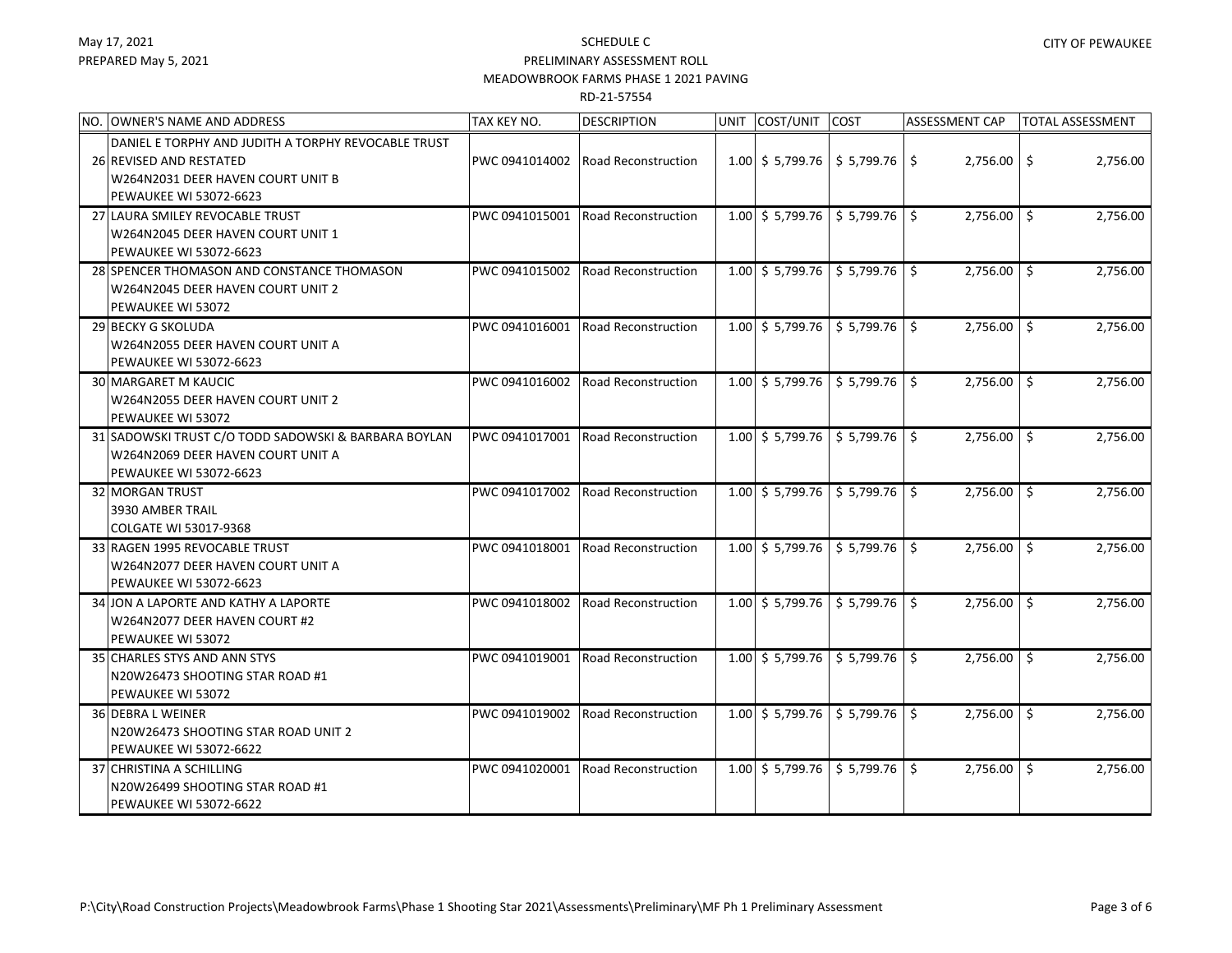May 17, 2021
PREPARED May 5, 2021

CITY OF PEWAUKEE

SCHEDULE C
PRELIMINARY ASSESSMENT ROLL
MEADOWBROOK FARMS PHASE 1 2021 PAVING
RD-21-57554

| NO. | OWNER'S NAME AND ADDRESS | TAX KEY NO. | DESCRIPTION | UNIT | COST/UNIT | COST | ASSESSMENT CAP | TOTAL ASSESSMENT |
|---|---|---|---|---|---|---|---|---|
| 26 | DANIEL E TORPHY AND JUDITH A TORPHY REVOCABLE TRUST REVISED AND RESTATED<br>W264N2031 DEER HAVEN COURT UNIT B<br>PEWAUKEE WI 53072-6623 | PWC 0941014002 | Road Reconstruction | 1.00 | $ 5,799.76 | $ 5,799.76 | $ 2,756.00 | $ 2,756.00 |
| 27 | LAURA SMILEY REVOCABLE TRUST<br>W264N2045 DEER HAVEN COURT UNIT 1<br>PEWAUKEE WI 53072-6623 | PWC 0941015001 | Road Reconstruction | 1.00 | $ 5,799.76 | $ 5,799.76 | $ 2,756.00 | $ 2,756.00 |
| 28 | SPENCER THOMASON AND CONSTANCE THOMASON<br>W264N2045 DEER HAVEN COURT UNIT 2<br>PEWAUKEE WI 53072 | PWC 0941015002 | Road Reconstruction | 1.00 | $ 5,799.76 | $ 5,799.76 | $ 2,756.00 | $ 2,756.00 |
| 29 | BECKY G SKOLUDA<br>W264N2055 DEER HAVEN COURT UNIT A<br>PEWAUKEE WI 53072-6623 | PWC 0941016001 | Road Reconstruction | 1.00 | $ 5,799.76 | $ 5,799.76 | $ 2,756.00 | $ 2,756.00 |
| 30 | MARGARET M KAUCIC<br>W264N2055 DEER HAVEN COURT UNIT 2<br>PEWAUKEE WI 53072 | PWC 0941016002 | Road Reconstruction | 1.00 | $ 5,799.76 | $ 5,799.76 | $ 2,756.00 | $ 2,756.00 |
| 31 | SADOWSKI TRUST C/O TODD SADOWSKI & BARBARA BOYLAN<br>W264N2069 DEER HAVEN COURT UNIT A<br>PEWAUKEE WI 53072-6623 | PWC 0941017001 | Road Reconstruction | 1.00 | $ 5,799.76 | $ 5,799.76 | $ 2,756.00 | $ 2,756.00 |
| 32 | MORGAN TRUST<br>3930 AMBER TRAIL<br>COLGATE WI 53017-9368 | PWC 0941017002 | Road Reconstruction | 1.00 | $ 5,799.76 | $ 5,799.76 | $ 2,756.00 | $ 2,756.00 |
| 33 | RAGEN 1995 REVOCABLE TRUST<br>W264N2077 DEER HAVEN COURT UNIT A<br>PEWAUKEE WI 53072-6623 | PWC 0941018001 | Road Reconstruction | 1.00 | $ 5,799.76 | $ 5,799.76 | $ 2,756.00 | $ 2,756.00 |
| 34 | JON A LAPORTE AND KATHY A LAPORTE<br>W264N2077 DEER HAVEN COURT #2<br>PEWAUKEE WI 53072 | PWC 0941018002 | Road Reconstruction | 1.00 | $ 5,799.76 | $ 5,799.76 | $ 2,756.00 | $ 2,756.00 |
| 35 | CHARLES STYS AND ANN STYS<br>N20W26473 SHOOTING STAR ROAD #1<br>PEWAUKEE WI 53072 | PWC 0941019001 | Road Reconstruction | 1.00 | $ 5,799.76 | $ 5,799.76 | $ 2,756.00 | $ 2,756.00 |
| 36 | DEBRA L WEINER<br>N20W26473 SHOOTING STAR ROAD UNIT 2<br>PEWAUKEE WI 53072-6622 | PWC 0941019002 | Road Reconstruction | 1.00 | $ 5,799.76 | $ 5,799.76 | $ 2,756.00 | $ 2,756.00 |
| 37 | CHRISTINA A SCHILLING<br>N20W26499 SHOOTING STAR ROAD #1<br>PEWAUKEE WI 53072-6622 | PWC 0941020001 | Road Reconstruction | 1.00 | $ 5,799.76 | $ 5,799.76 | $ 2,756.00 | $ 2,756.00 |

P:\City\Road Construction Projects\Meadowbrook Farms\Phase 1 Shooting Star 2021\Assessments\Preliminary\MF Ph 1 Preliminary Assessment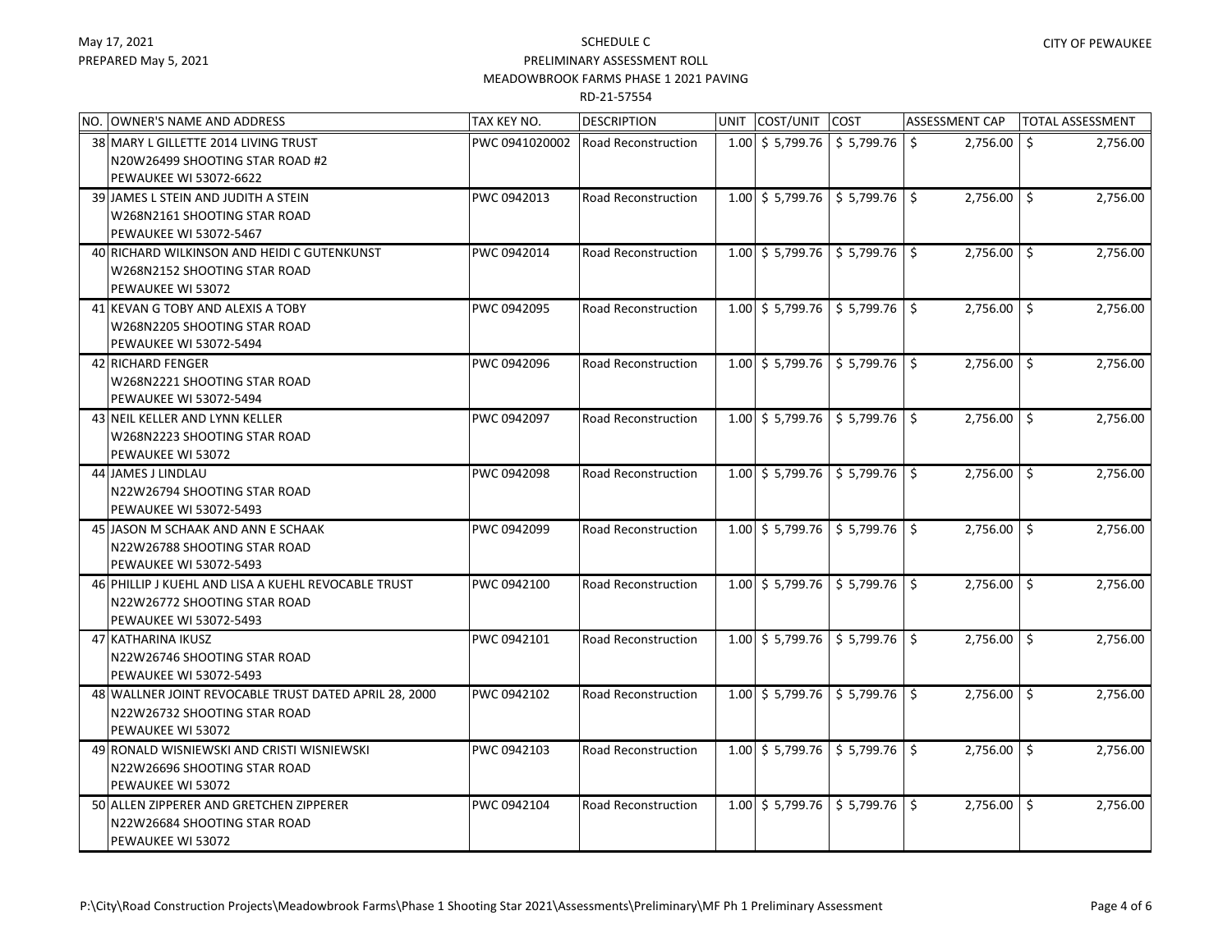SCHEDULE C
PRELIMINARY ASSESSMENT ROLL
MEADOWBROOK FARMS PHASE 1 2021 PAVING
RD-21-57554

| NO. | OWNER'S NAME AND ADDRESS | TAX KEY NO. | DESCRIPTION | UNIT | COST/UNIT | COST | ASSESSMENT CAP | TOTAL ASSESSMENT |
|---|---|---|---|---|---|---|---|---|
| 38 | MARY L GILLETTE 2014 LIVING TRUST<br>N20W26499 SHOOTING STAR ROAD #2<br>PEWAUKEE WI 53072-6622 | PWC 0941020002 | Road Reconstruction | 1.00 | $ 5,799.76 | $ 5,799.76 | $ 2,756.00 | $ 2,756.00 |
| 39 | JAMES L STEIN AND JUDITH A STEIN<br>W268N2161 SHOOTING STAR ROAD<br>PEWAUKEE WI 53072-5467 | PWC 0942013 | Road Reconstruction | 1.00 | $ 5,799.76 | $ 5,799.76 | $ 2,756.00 | $ 2,756.00 |
| 40 | RICHARD WILKINSON AND HEIDI C GUTENKUNST<br>W268N2152 SHOOTING STAR ROAD<br>PEWAUKEE WI 53072 | PWC 0942014 | Road Reconstruction | 1.00 | $ 5,799.76 | $ 5,799.76 | $ 2,756.00 | $ 2,756.00 |
| 41 | KEVAN G TOBY AND ALEXIS A TOBY<br>W268N2205 SHOOTING STAR ROAD<br>PEWAUKEE WI 53072-5494 | PWC 0942095 | Road Reconstruction | 1.00 | $ 5,799.76 | $ 5,799.76 | $ 2,756.00 | $ 2,756.00 |
| 42 | RICHARD FENGER<br>W268N2221 SHOOTING STAR ROAD<br>PEWAUKEE WI 53072-5494 | PWC 0942096 | Road Reconstruction | 1.00 | $ 5,799.76 | $ 5,799.76 | $ 2,756.00 | $ 2,756.00 |
| 43 | NEIL KELLER AND LYNN KELLER<br>W268N2223 SHOOTING STAR ROAD<br>PEWAUKEE WI 53072 | PWC 0942097 | Road Reconstruction | 1.00 | $ 5,799.76 | $ 5,799.76 | $ 2,756.00 | $ 2,756.00 |
| 44 | JAMES J LINDLAU<br>N22W26794 SHOOTING STAR ROAD<br>PEWAUKEE WI 53072-5493 | PWC 0942098 | Road Reconstruction | 1.00 | $ 5,799.76 | $ 5,799.76 | $ 2,756.00 | $ 2,756.00 |
| 45 | JASON M SCHAAK AND ANN E SCHAAK<br>N22W26788 SHOOTING STAR ROAD<br>PEWAUKEE WI 53072-5493 | PWC 0942099 | Road Reconstruction | 1.00 | $ 5,799.76 | $ 5,799.76 | $ 2,756.00 | $ 2,756.00 |
| 46 | PHILLIP J KUEHL AND LISA A KUEHL REVOCABLE TRUST<br>N22W26772 SHOOTING STAR ROAD<br>PEWAUKEE WI 53072-5493 | PWC 0942100 | Road Reconstruction | 1.00 | $ 5,799.76 | $ 5,799.76 | $ 2,756.00 | $ 2,756.00 |
| 47 | KATHARINA IKUSZ<br>N22W26746 SHOOTING STAR ROAD<br>PEWAUKEE WI 53072-5493 | PWC 0942101 | Road Reconstruction | 1.00 | $ 5,799.76 | $ 5,799.76 | $ 2,756.00 | $ 2,756.00 |
| 48 | WALLNER JOINT REVOCABLE TRUST DATED APRIL 28, 2000<br>N22W26732 SHOOTING STAR ROAD<br>PEWAUKEE WI 53072 | PWC 0942102 | Road Reconstruction | 1.00 | $ 5,799.76 | $ 5,799.76 | $ 2,756.00 | $ 2,756.00 |
| 49 | RONALD WISNIEWSKI AND CRISTI WISNIEWSKI<br>N22W26696 SHOOTING STAR ROAD<br>PEWAUKEE WI 53072 | PWC 0942103 | Road Reconstruction | 1.00 | $ 5,799.76 | $ 5,799.76 | $ 2,756.00 | $ 2,756.00 |
| 50 | ALLEN ZIPPERER AND GRETCHEN ZIPPERER<br>N22W26684 SHOOTING STAR ROAD<br>PEWAUKEE WI 53072 | PWC 0942104 | Road Reconstruction | 1.00 | $ 5,799.76 | $ 5,799.76 | $ 2,756.00 | $ 2,756.00 |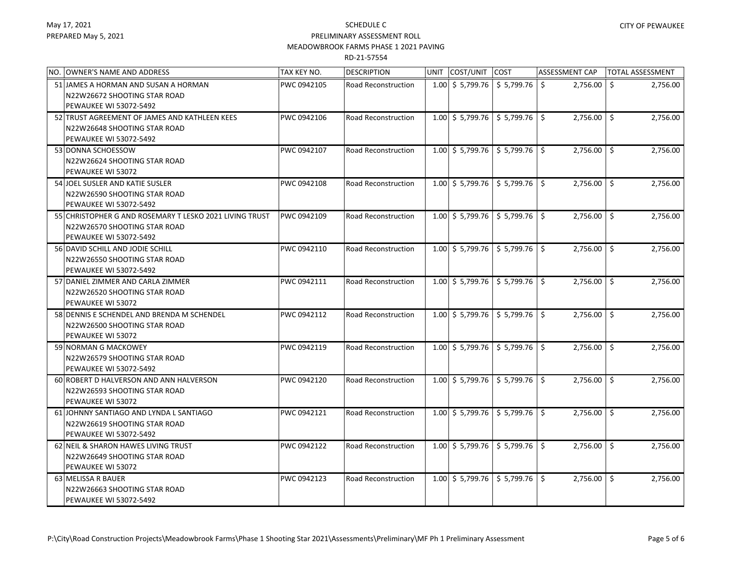SCHEDULE C
PRELIMINARY ASSESSMENT ROLL
MEADOWBROOK FARMS PHASE 1 2021 PAVING
RD-21-57554

| NO. | OWNER'S NAME AND ADDRESS | TAX KEY NO. | DESCRIPTION | UNIT | COST/UNIT | COST | ASSESSMENT CAP | TOTAL ASSESSMENT |
|---|---|---|---|---|---|---|---|---|
| 51 | JAMES A HORMAN AND SUSAN A HORMAN<br>N22W26672 SHOOTING STAR ROAD<br>PEWAUKEE WI 53072-5492 | PWC 0942105 | Road Reconstruction | 1.00 | $ 5,799.76 | $ 5,799.76 | $ 2,756.00 | $ 2,756.00 |
| 52 | TRUST AGREEMENT OF JAMES AND KATHLEEN KEES<br>N22W26648 SHOOTING STAR ROAD<br>PEWAUKEE WI 53072-5492 | PWC 0942106 | Road Reconstruction | 1.00 | $ 5,799.76 | $ 5,799.76 | $ 2,756.00 | $ 2,756.00 |
| 53 | DONNA SCHOESSOW<br>N22W26624 SHOOTING STAR ROAD<br>PEWAUKEE WI 53072 | PWC 0942107 | Road Reconstruction | 1.00 | $ 5,799.76 | $ 5,799.76 | $ 2,756.00 | $ 2,756.00 |
| 54 | JOEL SUSLER AND KATIE SUSLER<br>N22W26590 SHOOTING STAR ROAD<br>PEWAUKEE WI 53072-5492 | PWC 0942108 | Road Reconstruction | 1.00 | $ 5,799.76 | $ 5,799.76 | $ 2,756.00 | $ 2,756.00 |
| 55 | CHRISTOPHER G AND ROSEMARY T LESKO 2021 LIVING TRUST<br>N22W26570 SHOOTING STAR ROAD<br>PEWAUKEE WI 53072-5492 | PWC 0942109 | Road Reconstruction | 1.00 | $ 5,799.76 | $ 5,799.76 | $ 2,756.00 | $ 2,756.00 |
| 56 | DAVID SCHILL AND JODIE SCHILL<br>N22W26550 SHOOTING STAR ROAD<br>PEWAUKEE WI 53072-5492 | PWC 0942110 | Road Reconstruction | 1.00 | $ 5,799.76 | $ 5,799.76 | $ 2,756.00 | $ 2,756.00 |
| 57 | DANIEL ZIMMER AND CARLA ZIMMER<br>N22W26520 SHOOTING STAR ROAD<br>PEWAUKEE WI 53072 | PWC 0942111 | Road Reconstruction | 1.00 | $ 5,799.76 | $ 5,799.76 | $ 2,756.00 | $ 2,756.00 |
| 58 | DENNIS E SCHENDEL AND BRENDA M SCHENDEL<br>N22W26500 SHOOTING STAR ROAD<br>PEWAUKEE WI 53072 | PWC 0942112 | Road Reconstruction | 1.00 | $ 5,799.76 | $ 5,799.76 | $ 2,756.00 | $ 2,756.00 |
| 59 | NORMAN G MACKOWEY<br>N22W26579 SHOOTING STAR ROAD<br>PEWAUKEE WI 53072-5492 | PWC 0942119 | Road Reconstruction | 1.00 | $ 5,799.76 | $ 5,799.76 | $ 2,756.00 | $ 2,756.00 |
| 60 | ROBERT D HALVERSON AND ANN HALVERSON<br>N22W26593 SHOOTING STAR ROAD<br>PEWAUKEE WI 53072 | PWC 0942120 | Road Reconstruction | 1.00 | $ 5,799.76 | $ 5,799.76 | $ 2,756.00 | $ 2,756.00 |
| 61 | JOHNNY SANTIAGO AND LYNDA L SANTIAGO<br>N22W26619 SHOOTING STAR ROAD<br>PEWAUKEE WI 53072-5492 | PWC 0942121 | Road Reconstruction | 1.00 | $ 5,799.76 | $ 5,799.76 | $ 2,756.00 | $ 2,756.00 |
| 62 | NEIL & SHARON HAWES LIVING TRUST<br>N22W26649 SHOOTING STAR ROAD<br>PEWAUKEE WI 53072 | PWC 0942122 | Road Reconstruction | 1.00 | $ 5,799.76 | $ 5,799.76 | $ 2,756.00 | $ 2,756.00 |
| 63 | MELISSA R BAUER<br>N22W26663 SHOOTING STAR ROAD<br>PEWAUKEE WI 53072-5492 | PWC 0942123 | Road Reconstruction | 1.00 | $ 5,799.76 | $ 5,799.76 | $ 2,756.00 | $ 2,756.00 |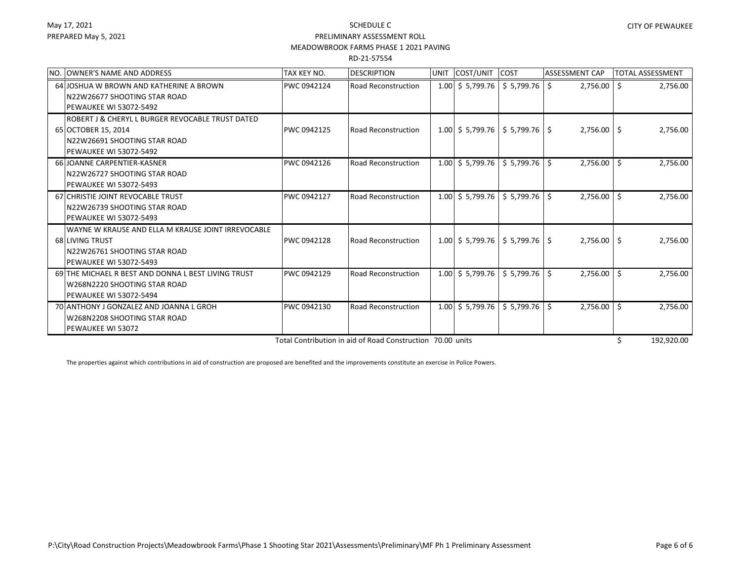SCHEDULE C

PRELIMINARY ASSESSMENT ROLL

MEADOWBROOK FARMS PHASE 1 2021 PAVING

RD-21-57554

May 17, 2021

PREPARED May 5, 2021

CITY OF PEWAUKEE

| NO. | OWNER'S NAME AND ADDRESS | TAX KEY NO. | DESCRIPTION | UNIT | COST/UNIT | COST | ASSESSMENT CAP | TOTAL ASSESSMENT |
|---|---|---|---|---|---|---|---|---|
| 64 | JOSHUA W BROWN AND KATHERINE A BROWN<br>N22W26677 SHOOTING STAR ROAD<br>PEWAUKEE WI 53072-5492 | PWC 0942124 | Road Reconstruction | 1.00 | $ 5,799.76 | $ 5,799.76 | $ 2,756.00 | $ 2,756.00 |
| 65 | ROBERT J & CHERYL L BURGER REVOCABLE TRUST DATED OCTOBER 15, 2014<br>N22W26691 SHOOTING STAR ROAD<br>PEWAUKEE WI 53072-5492 | PWC 0942125 | Road Reconstruction | 1.00 | $ 5,799.76 | $ 5,799.76 | $ 2,756.00 | $ 2,756.00 |
| 66 | JOANNE CARPENTIER-KASNER<br>N22W26727 SHOOTING STAR ROAD<br>PEWAUKEE WI 53072-5493 | PWC 0942126 | Road Reconstruction | 1.00 | $ 5,799.76 | $ 5,799.76 | $ 2,756.00 | $ 2,756.00 |
| 67 | CHRISTIE JOINT REVOCABLE TRUST<br>N22W26739 SHOOTING STAR ROAD<br>PEWAUKEE WI 53072-5493 | PWC 0942127 | Road Reconstruction | 1.00 | $ 5,799.76 | $ 5,799.76 | $ 2,756.00 | $ 2,756.00 |
| 68 | WAYNE W KRAUSE AND ELLA M KRAUSE JOINT IRREVOCABLE LIVING TRUST<br>N22W26761 SHOOTING STAR ROAD<br>PEWAUKEE WI 53072-5493 | PWC 0942128 | Road Reconstruction | 1.00 | $ 5,799.76 | $ 5,799.76 | $ 2,756.00 | $ 2,756.00 |
| 69 | THE MICHAEL R BEST AND DONNA L BEST LIVING TRUST<br>W268N2220 SHOOTING STAR ROAD<br>PEWAUKEE WI 53072-5494 | PWC 0942129 | Road Reconstruction | 1.00 | $ 5,799.76 | $ 5,799.76 | $ 2,756.00 | $ 2,756.00 |
| 70 | ANTHONY J GONZALEZ AND JOANNA L GROH<br>W268N2208 SHOOTING STAR ROAD<br>PEWAUKEE WI 53072 | PWC 0942130 | Road Reconstruction | 1.00 | $ 5,799.76 | $ 5,799.76 | $ 2,756.00 | $ 2,756.00 |
| | | Total Contribution in aid of Road Construction | | 70.00 units | | | | $ 192,920.00 |

The properties against which contributions in aid of construction are proposed are benefited and the improvements constitute an exercise in Police Powers.

P:\City\Road Construction Projects\Meadowbrook Farms\Phase 1 Shooting Star 2021\Assessments\Preliminary\MF Ph 1 Preliminary Assessment